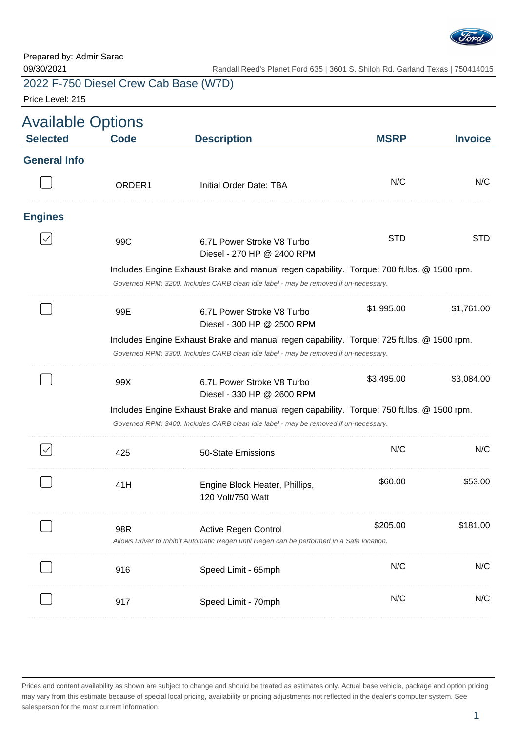Prepared by: Admir Sarac

09/30/2021

Randall Reed's Planet Ford 635 | 3601 S. Shiloh Rd. Garland Texas | 750414015

# 2022 F-750 Diesel Crew Cab Base (W7D)

Price Level: 215

## Available Options

| Selected | Code | Description | MSRP | Invoice |
|---|---|---|---|---|
| **General Info** | | | | |
| ☐ | ORDER1 | Initial Order Date: TBA | N/C | N/C |
| **Engines** | | | | |
| ☑ | 99C | 6.7L Power Stroke V8 Turbo Diesel - 270 HP @ 2400 RPM<br>Includes Engine Exhaust Brake and manual regen capability. Torque: 700 ft.lbs. @ 1500 rpm.<br>*Governed RPM: 3200. Includes CARB clean idle label - may be removed if un-necessary.* | STD | STD |
| ☐ | 99E | 6.7L Power Stroke V8 Turbo Diesel - 300 HP @ 2500 RPM<br>Includes Engine Exhaust Brake and manual regen capability. Torque: 725 ft.lbs. @ 1500 rpm.<br>*Governed RPM: 3300. Includes CARB clean idle label - may be removed if un-necessary.* | $1,995.00 | $1,761.00 |
| ☐ | 99X | 6.7L Power Stroke V8 Turbo Diesel - 330 HP @ 2600 RPM<br>Includes Engine Exhaust Brake and manual regen capability. Torque: 750 ft.lbs. @ 1500 rpm.<br>*Governed RPM: 3400. Includes CARB clean idle label - may be removed if un-necessary.* | $3,495.00 | $3,084.00 |
| ☑ | 425 | 50-State Emissions | N/C | N/C |
| ☐ | 41H | Engine Block Heater, Phillips, 120 Volt/750 Watt | $60.00 | $53.00 |
| ☐ | 98R | Active Regen Control<br>*Allows Driver to Inhibit Automatic Regen until Regen can be performed in a Safe location.* | $205.00 | $181.00 |
| ☐ | 916 | Speed Limit - 65mph | N/C | N/C |
| ☐ | 917 | Speed Limit - 70mph | N/C | N/C |

Prices and content availability as shown are subject to change and should be treated as estimates only. Actual base vehicle, package and option pricing may vary from this estimate because of special local pricing, availability or pricing adjustments not reflected in the dealer's computer system. See salesperson for the most current information.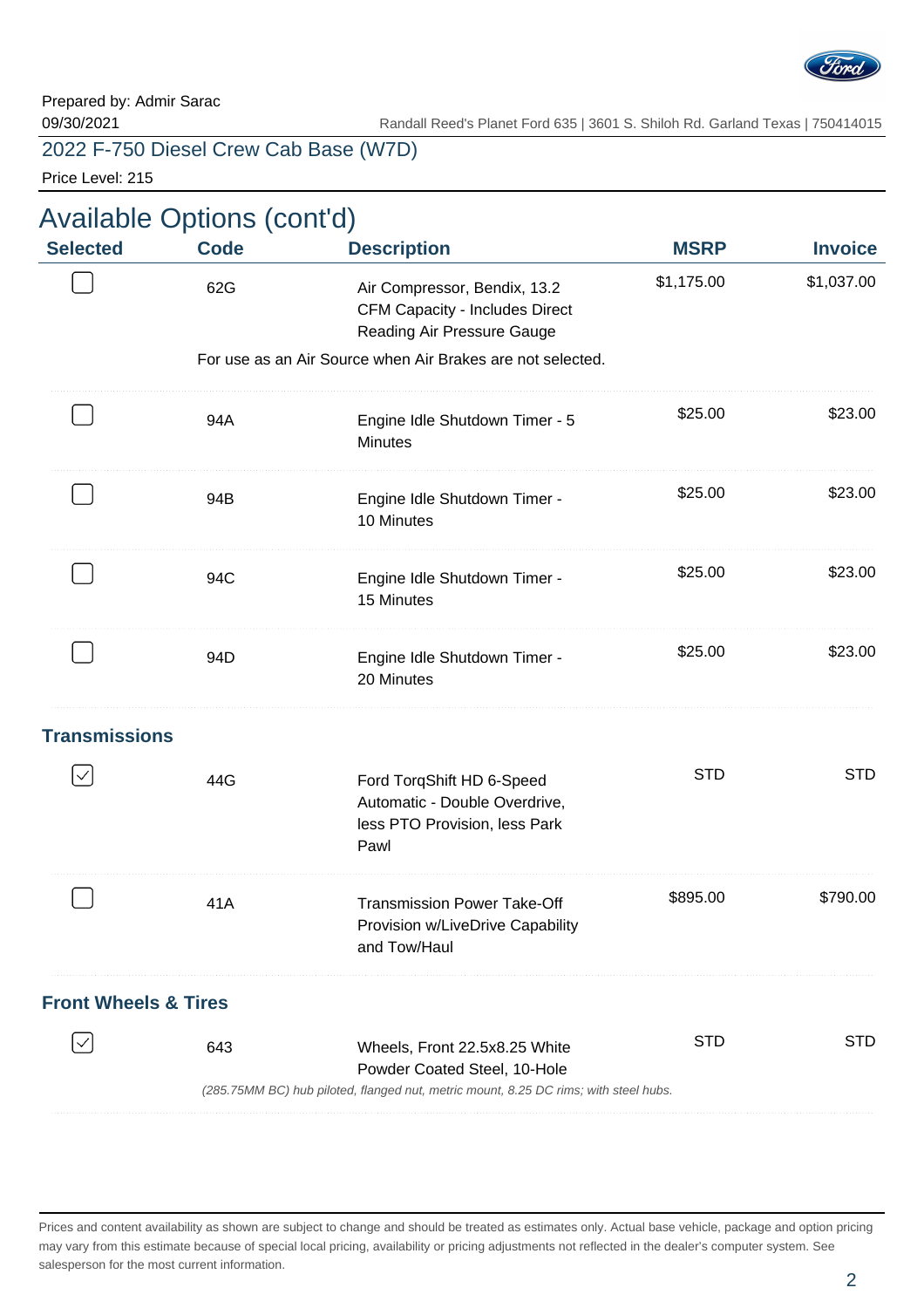Prepared by: Admir Sarac
09/30/2021

Randall Reed's Planet Ford 635 | 3601 S. Shiloh Rd. Garland Texas | 750414015

2022 F-750 Diesel Crew Cab Base (W7D)

Price Level: 215

## Available Options (cont'd)

| Selected | Code | Description | MSRP | Invoice |
|---|---|---|---|---|
| ☐ | 62G | Air Compressor, Bendix, 13.2 CFM Capacity - Includes Direct Reading Air Pressure Gauge<br>For use as an Air Source when Air Brakes are not selected. | $1,175.00 | $1,037.00 |
| ☐ | 94A | Engine Idle Shutdown Timer - 5 Minutes | $25.00 | $23.00 |
| ☐ | 94B | Engine Idle Shutdown Timer - 10 Minutes | $25.00 | $23.00 |
| ☐ | 94C | Engine Idle Shutdown Timer - 15 Minutes | $25.00 | $23.00 |
| ☐ | 94D | Engine Idle Shutdown Timer - 20 Minutes | $25.00 | $23.00 |

### Transmissions

| Selected | Code | Description | MSRP | Invoice |
|---|---|---|---|---|
| ☑ | 44G | Ford TorqShift HD 6-Speed Automatic - Double Overdrive, less PTO Provision, less Park Pawl | STD | STD |
| ☐ | 41A | Transmission Power Take-Off Provision w/LiveDrive Capability and Tow/Haul | $895.00 | $790.00 |

### Front Wheels & Tires

| Selected | Code | Description | MSRP | Invoice |
|---|---|---|---|---|
| ☑ | 643 | Wheels, Front 22.5x8.25 White Powder Coated Steel, 10-Hole<br>*(285.75MM BC) hub piloted, flanged nut, metric mount, 8.25 DC rims; with steel hubs.* | STD | STD |

Prices and content availability as shown are subject to change and should be treated as estimates only. Actual base vehicle, package and option pricing may vary from this estimate because of special local pricing, availability or pricing adjustments not reflected in the dealer's computer system. See salesperson for the most current information.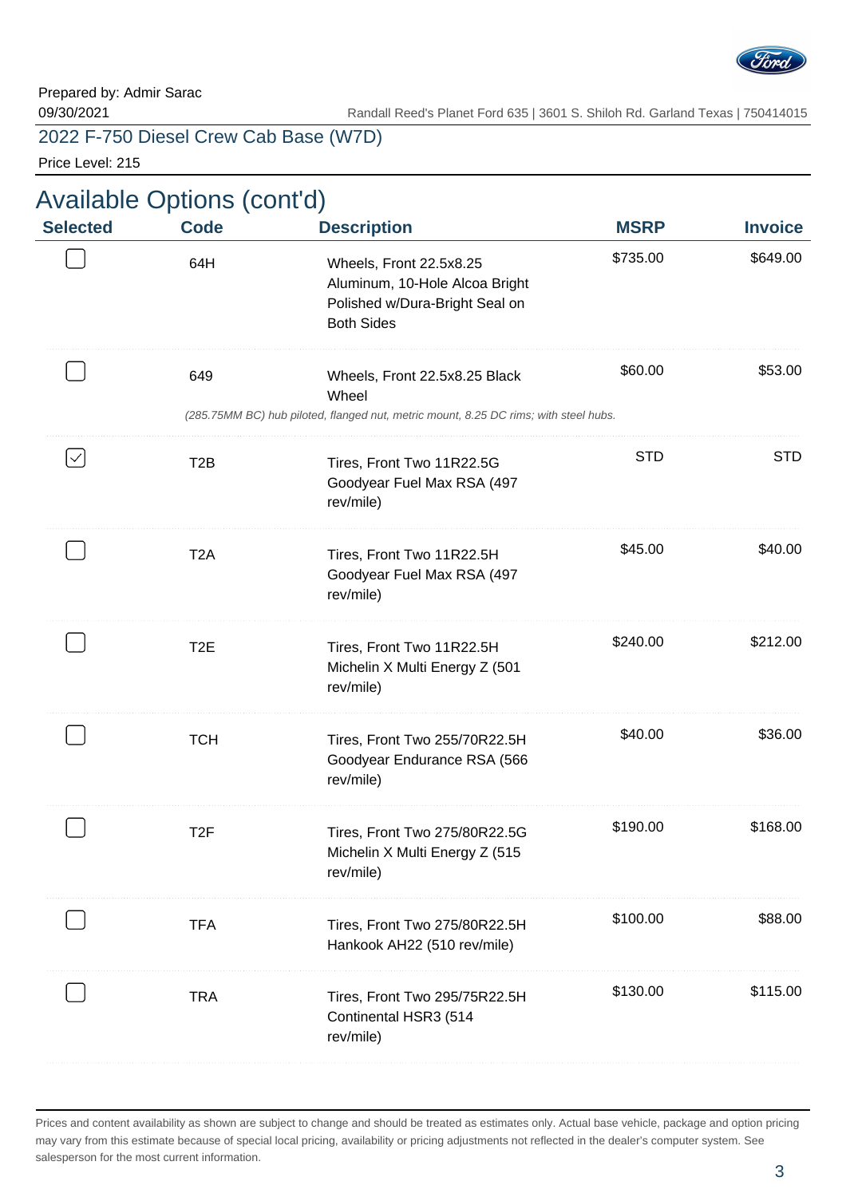Prepared by: Admir Sarac
09/30/2021

Randall Reed's Planet Ford 635 | 3601 S. Shiloh Rd. Garland Texas | 750414015

2022 F-750 Diesel Crew Cab Base (W7D)

Price Level: 215

## Available Options (cont'd)

| Selected | Code | Description | MSRP | Invoice |
|---|---|---|---|---|
| ☐ | 64H | Wheels, Front 22.5x8.25 Aluminum, 10-Hole Alcoa Bright Polished w/Dura-Bright Seal on Both Sides | $735.00 | $649.00 |
| ☐ | 649 | Wheels, Front 22.5x8.25 Black Wheel<br>*(285.75MM BC) hub piloted, flanged nut, metric mount, 8.25 DC rims; with steel hubs.* | $60.00 | $53.00 |
| ☑ | T2B | Tires, Front Two 11R22.5G Goodyear Fuel Max RSA (497 rev/mile) | STD | STD |
| ☐ | T2A | Tires, Front Two 11R22.5H Goodyear Fuel Max RSA (497 rev/mile) | $45.00 | $40.00 |
| ☐ | T2E | Tires, Front Two 11R22.5H Michelin X Multi Energy Z (501 rev/mile) | $240.00 | $212.00 |
| ☐ | TCH | Tires, Front Two 255/70R22.5H Goodyear Endurance RSA (566 rev/mile) | $40.00 | $36.00 |
| ☐ | T2F | Tires, Front Two 275/80R22.5G Michelin X Multi Energy Z (515 rev/mile) | $190.00 | $168.00 |
| ☐ | TFA | Tires, Front Two 275/80R22.5H Hankook AH22 (510 rev/mile) | $100.00 | $88.00 |
| ☐ | TRA | Tires, Front Two 295/75R22.5H Continental HSR3 (514 rev/mile) | $130.00 | $115.00 |

Prices and content availability as shown are subject to change and should be treated as estimates only. Actual base vehicle, package and option pricing may vary from this estimate because of special local pricing, availability or pricing adjustments not reflected in the dealer's computer system. See salesperson for the most current information.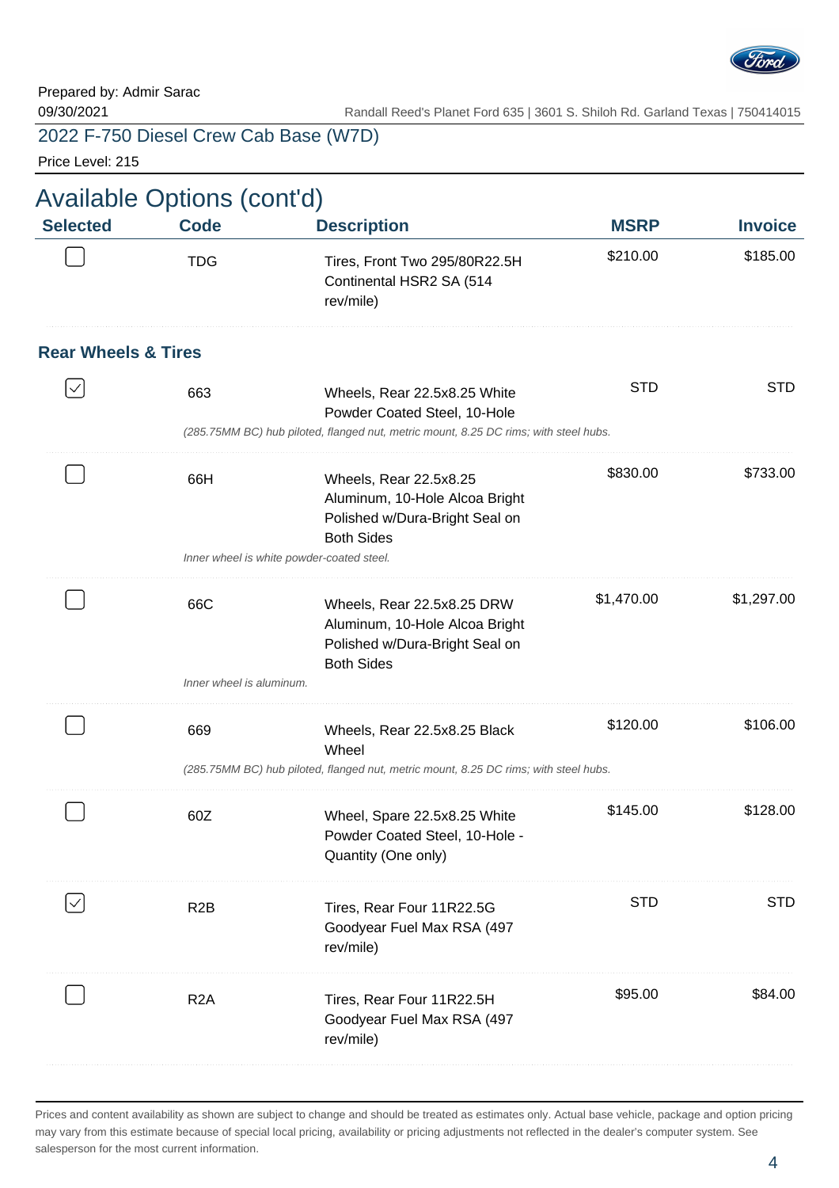Prepared by: Admir Sarac
09/30/2021

Randall Reed's Planet Ford 635 | 3601 S. Shiloh Rd. Garland Texas | 750414015

## 2022 F-750 Diesel Crew Cab Base (W7D)

Price Level: 215

# Available Options (cont'd)

| Selected | Code | Description | MSRP | Invoice |
|---|---|---|---|---|
| ☐ | TDG | Tires, Front Two 295/80R22.5H Continental HSR2 SA (514 rev/mile) | $210.00 | $185.00 |

### Rear Wheels & Tires

| Selected | Code | Description | MSRP | Invoice |
|---|---|---|---|---|
| ☑ | 663 | Wheels, Rear 22.5x8.25 White Powder Coated Steel, 10-Hole<br>*(285.75MM BC) hub piloted, flanged nut, metric mount, 8.25 DC rims; with steel hubs.* | STD | STD |
| ☐ | 66H | Wheels, Rear 22.5x8.25 Aluminum, 10-Hole Alcoa Bright Polished w/Dura-Bright Seal on Both Sides<br>*Inner wheel is white powder-coated steel.* | $830.00 | $733.00 |
| ☐ | 66C | Wheels, Rear 22.5x8.25 DRW Aluminum, 10-Hole Alcoa Bright Polished w/Dura-Bright Seal on Both Sides<br>*Inner wheel is aluminum.* | $1,470.00 | $1,297.00 |
| ☐ | 669 | Wheels, Rear 22.5x8.25 Black Wheel<br>*(285.75MM BC) hub piloted, flanged nut, metric mount, 8.25 DC rims; with steel hubs.* | $120.00 | $106.00 |
| ☐ | 60Z | Wheel, Spare 22.5x8.25 White Powder Coated Steel, 10-Hole - Quantity (One only) | $145.00 | $128.00 |
| ☑ | R2B | Tires, Rear Four 11R22.5G Goodyear Fuel Max RSA (497 rev/mile) | STD | STD |
| ☐ | R2A | Tires, Rear Four 11R22.5H Goodyear Fuel Max RSA (497 rev/mile) | $95.00 | $84.00 |

Prices and content availability as shown are subject to change and should be treated as estimates only. Actual base vehicle, package and option pricing may vary from this estimate because of special local pricing, availability or pricing adjustments not reflected in the dealer's computer system. See salesperson for the most current information.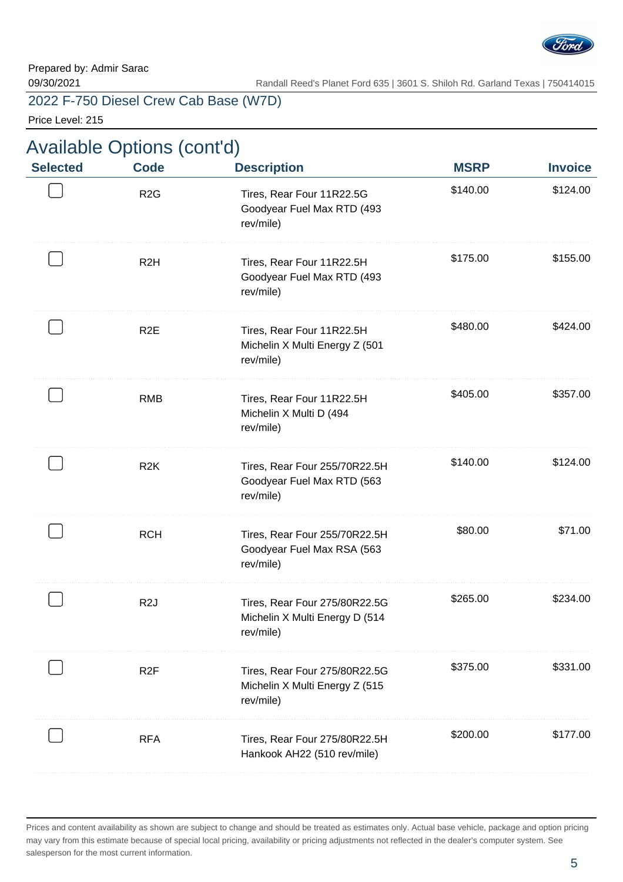Prepared by: Admir Sarac
09/30/2021

Randall Reed's Planet Ford 635 | 3601 S. Shiloh Rd. Garland Texas | 750414015

2022 F-750 Diesel Crew Cab Base (W7D)

Price Level: 215

## Available Options (cont'd)

| Selected | Code | Description | MSRP | Invoice |
|---|---|---|---|---|
| ☐ | R2G | Tires, Rear Four 11R22.5G Goodyear Fuel Max RTD (493 rev/mile) | $140.00 | $124.00 |
| ☐ | R2H | Tires, Rear Four 11R22.5H Goodyear Fuel Max RTD (493 rev/mile) | $175.00 | $155.00 |
| ☐ | R2E | Tires, Rear Four 11R22.5H Michelin X Multi Energy Z (501 rev/mile) | $480.00 | $424.00 |
| ☐ | RMB | Tires, Rear Four 11R22.5H Michelin X Multi D (494 rev/mile) | $405.00 | $357.00 |
| ☐ | R2K | Tires, Rear Four 255/70R22.5H Goodyear Fuel Max RTD (563 rev/mile) | $140.00 | $124.00 |
| ☐ | RCH | Tires, Rear Four 255/70R22.5H Goodyear Fuel Max RSA (563 rev/mile) | $80.00 | $71.00 |
| ☐ | R2J | Tires, Rear Four 275/80R22.5G Michelin X Multi Energy D (514 rev/mile) | $265.00 | $234.00 |
| ☐ | R2F | Tires, Rear Four 275/80R22.5G Michelin X Multi Energy Z (515 rev/mile) | $375.00 | $331.00 |
| ☐ | RFA | Tires, Rear Four 275/80R22.5H Hankook AH22 (510 rev/mile) | $200.00 | $177.00 |

Prices and content availability as shown are subject to change and should be treated as estimates only. Actual base vehicle, package and option pricing may vary from this estimate because of special local pricing, availability or pricing adjustments not reflected in the dealer's computer system. See salesperson for the most current information.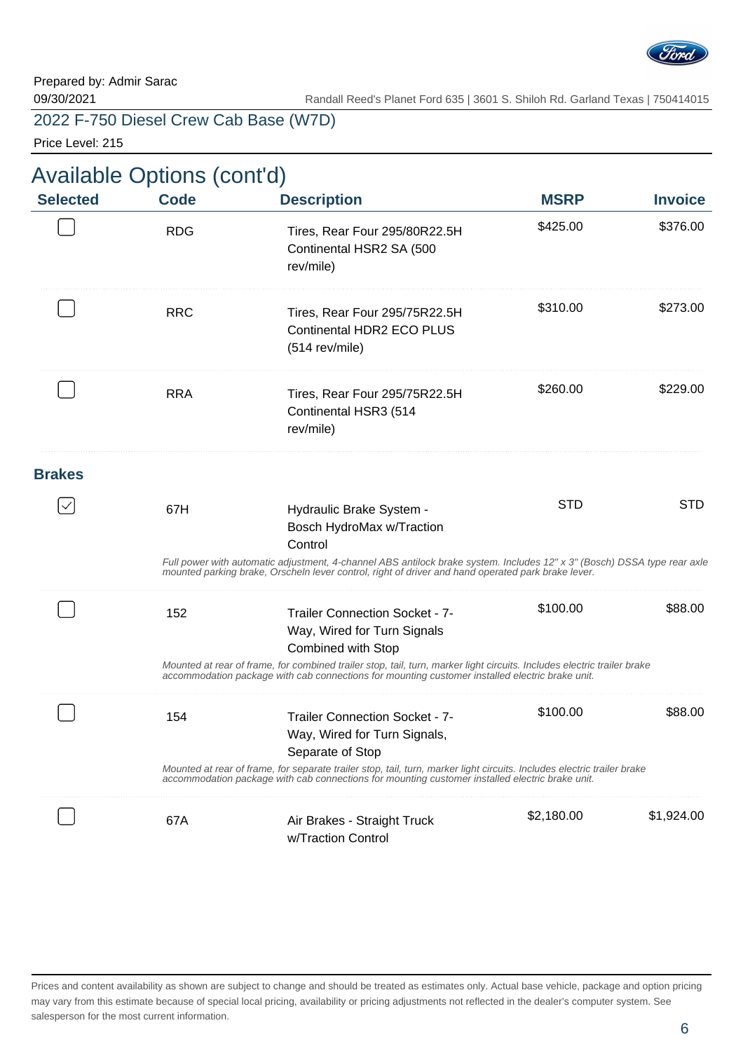Prepared by: Admir Sarac
09/30/2021

Randall Reed's Planet Ford 635 | 3601 S. Shiloh Rd. Garland Texas | 750414015

2022 F-750 Diesel Crew Cab Base (W7D)

Price Level: 215

## Available Options (cont'd)

| Selected | Code | Description | MSRP | Invoice |
|---|---|---|---|---|
| ☐ | RDG | Tires, Rear Four 295/80R22.5H Continental HSR2 SA (500 rev/mile) | $425.00 | $376.00 |
| ☐ | RRC | Tires, Rear Four 295/75R22.5H Continental HDR2 ECO PLUS (514 rev/mile) | $310.00 | $273.00 |
| ☐ | RRA | Tires, Rear Four 295/75R22.5H Continental HSR3 (514 rev/mile) | $260.00 | $229.00 |

### Brakes

| Selected | Code | Description | MSRP | Invoice |
|---|---|---|---|---|
| ☑ | 67H | Hydraulic Brake System - Bosch HydroMax w/Traction Control<br>*Full power with automatic adjustment, 4-channel ABS antilock brake system. Includes 12" x 3" (Bosch) DSSA type rear axle mounted parking brake, Orscheln lever control, right of driver and hand operated park brake lever.* | STD | STD |
| ☐ | 152 | Trailer Connection Socket - 7-Way, Wired for Turn Signals Combined with Stop<br>*Mounted at rear of frame, for combined trailer stop, tail, turn, marker light circuits. Includes electric trailer brake accommodation package with cab connections for mounting customer installed electric brake unit.* | $100.00 | $88.00 |
| ☐ | 154 | Trailer Connection Socket - 7-Way, Wired for Turn Signals, Separate of Stop<br>*Mounted at rear of frame, for separate trailer stop, tail, turn, marker light circuits. Includes electric trailer brake accommodation package with cab connections for mounting customer installed electric brake unit.* | $100.00 | $88.00 |
| ☐ | 67A | Air Brakes - Straight Truck w/Traction Control | $2,180.00 | $1,924.00 |

Prices and content availability as shown are subject to change and should be treated as estimates only. Actual base vehicle, package and option pricing may vary from this estimate because of special local pricing, availability or pricing adjustments not reflected in the dealer's computer system. See salesperson for the most current information.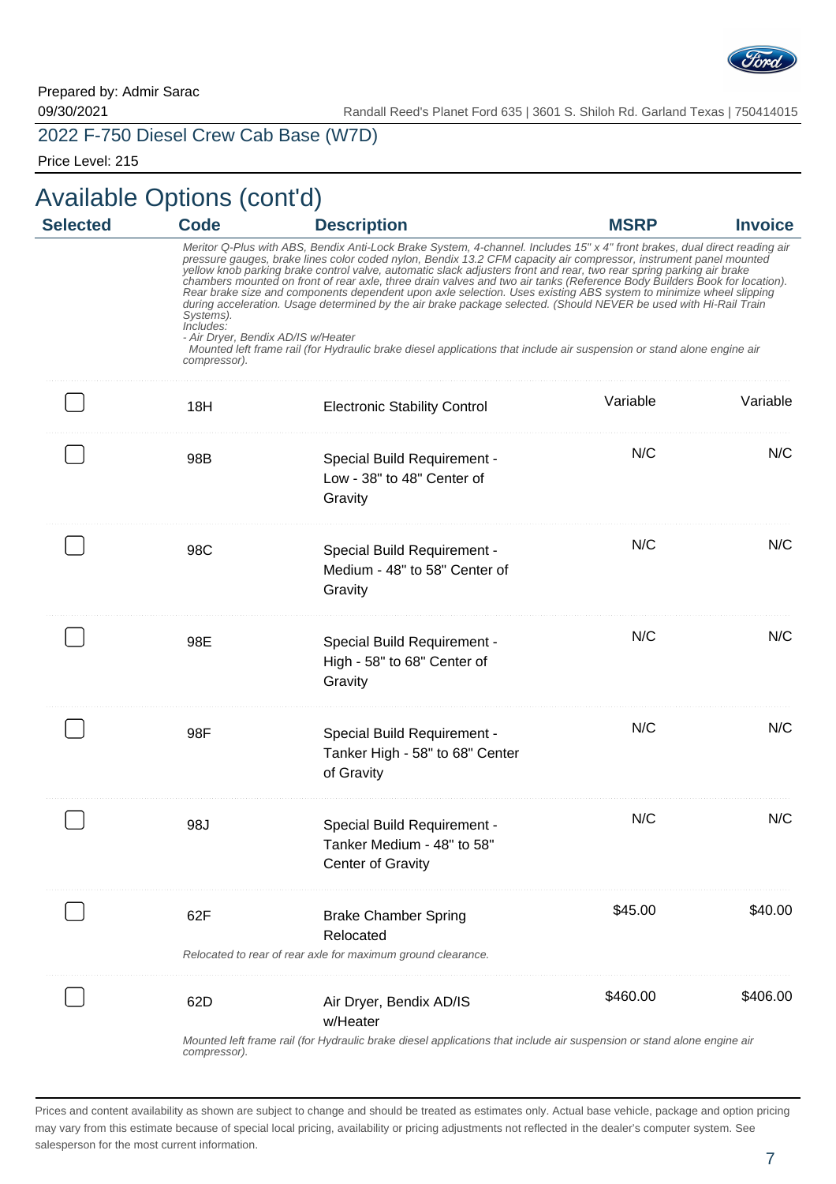Prepared by: Admir Sarac

09/30/2021

Randall Reed's Planet Ford 635 | 3601 S. Shiloh Rd. Garland Texas | 750414015

## 2022 F-750 Diesel Crew Cab Base (W7D)

Price Level: 215

# Available Options (cont'd)

| Selected | Code | Description | MSRP | Invoice |
|---|---|---|---|---|
| | | *Meritor Q-Plus with ABS, Bendix Anti-Lock Brake System, 4-channel. Includes 15" x 4" front brakes, dual direct reading air pressure gauges, brake lines color coded nylon, Bendix 13.2 CFM capacity air compressor, instrument panel mounted yellow knob parking brake control valve, automatic slack adjusters front and rear, two rear spring parking air brake chambers mounted on front of rear axle, three drain valves and two air tanks (Reference Body Builders Book for location). Rear brake size and components dependent upon axle selection. Uses existing ABS system to minimize wheel slipping during acceleration. Usage determined by the air brake package selected. (Should NEVER be used with Hi-Rail Train Systems).* *Includes:* *- Air Dryer, Bendix AD/IS w/Heater* *Mounted left frame rail (for Hydraulic brake diesel applications that include air suspension or stand alone engine air compressor).* | | |
| ☐ | 18H | Electronic Stability Control | Variable | Variable |
| ☐ | 98B | Special Build Requirement - Low - 38" to 48" Center of Gravity | N/C | N/C |
| ☐ | 98C | Special Build Requirement - Medium - 48" to 58" Center of Gravity | N/C | N/C |
| ☐ | 98E | Special Build Requirement - High - 58" to 68" Center of Gravity | N/C | N/C |
| ☐ | 98F | Special Build Requirement - Tanker High - 58" to 68" Center of Gravity | N/C | N/C |
| ☐ | 98J | Special Build Requirement - Tanker Medium - 48" to 58" Center of Gravity | N/C | N/C |
| ☐ | 62F | Brake Chamber Spring Relocated *Relocated to rear of rear axle for maximum ground clearance.* | $45.00 | $40.00 |
| ☐ | 62D | Air Dryer, Bendix AD/IS w/Heater *Mounted left frame rail (for Hydraulic brake diesel applications that include air suspension or stand alone engine air compressor).* | $460.00 | $406.00 |

Prices and content availability as shown are subject to change and should be treated as estimates only. Actual base vehicle, package and option pricing may vary from this estimate because of special local pricing, availability or pricing adjustments not reflected in the dealer's computer system. See salesperson for the most current information.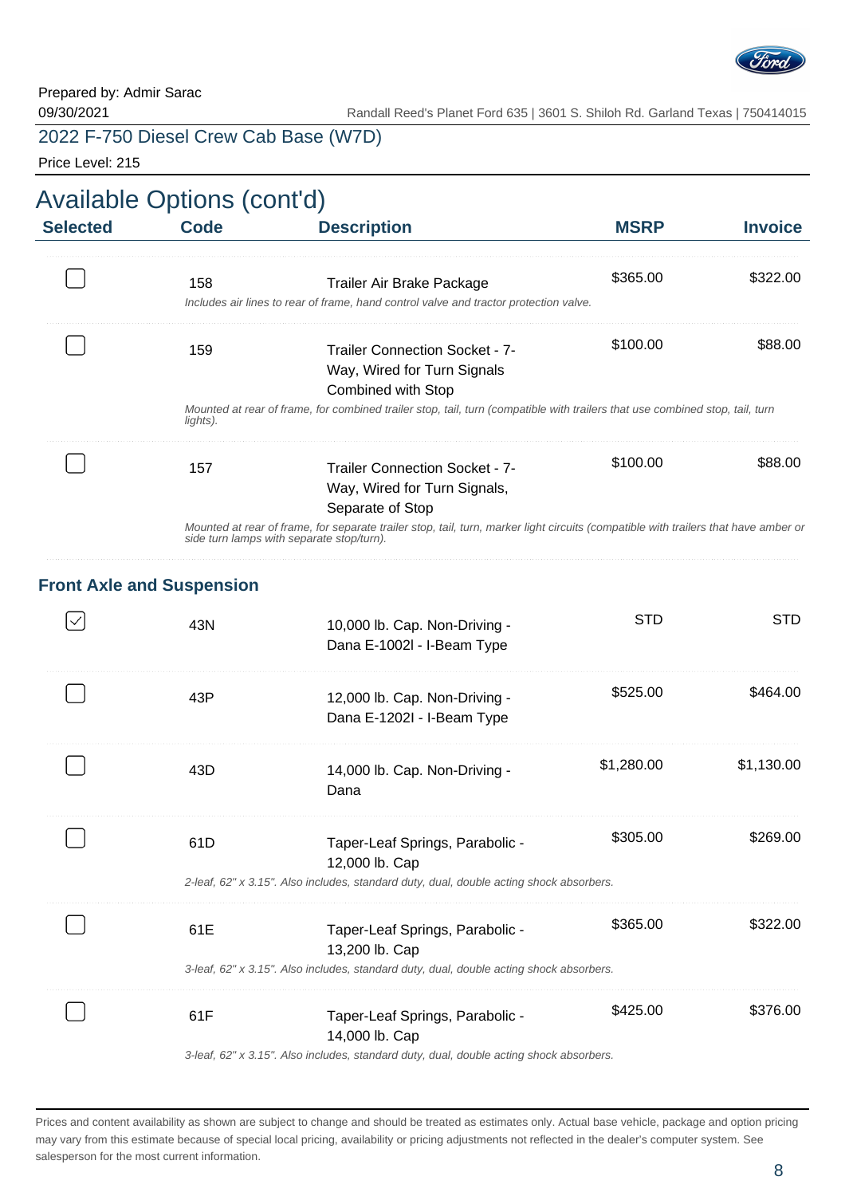Prepared by: Admir Sarac
09/30/2021

Randall Reed's Planet Ford 635 | 3601 S. Shiloh Rd. Garland Texas | 750414015

2022 F-750 Diesel Crew Cab Base (W7D)

Price Level: 215

# Available Options (cont'd)

| Selected | Code | Description | MSRP | Invoice |
|---|---|---|---|---|
| ☐ | 158 | Trailer Air Brake Package<br>*Includes air lines to rear of frame, hand control valve and tractor protection valve.* | $365.00 | $322.00 |
| ☐ | 159 | Trailer Connection Socket - 7-Way, Wired for Turn Signals Combined with Stop<br>*Mounted at rear of frame, for combined trailer stop, tail, turn (compatible with trailers that use combined stop, tail, turn lights).* | $100.00 | $88.00 |
| ☐ | 157 | Trailer Connection Socket - 7-Way, Wired for Turn Signals, Separate of Stop<br>*Mounted at rear of frame, for separate trailer stop, tail, turn, marker light circuits (compatible with trailers that have amber or side turn lamps with separate stop/turn).* | $100.00 | $88.00 |

## Front Axle and Suspension

| Selected | Code | Description | MSRP | Invoice |
|---|---|---|---|---|
| ☑ | 43N | 10,000 lb. Cap. Non-Driving - Dana E-1002I - I-Beam Type | STD | STD |
| ☐ | 43P | 12,000 lb. Cap. Non-Driving - Dana E-1202I - I-Beam Type | $525.00 | $464.00 |
| ☐ | 43D | 14,000 lb. Cap. Non-Driving - Dana | $1,280.00 | $1,130.00 |
| ☐ | 61D | Taper-Leaf Springs, Parabolic - 12,000 lb. Cap<br>*2-leaf, 62" x 3.15". Also includes, standard duty, dual, double acting shock absorbers.* | $305.00 | $269.00 |
| ☐ | 61E | Taper-Leaf Springs, Parabolic - 13,200 lb. Cap<br>*3-leaf, 62" x 3.15". Also includes, standard duty, dual, double acting shock absorbers.* | $365.00 | $322.00 |
| ☐ | 61F | Taper-Leaf Springs, Parabolic - 14,000 lb. Cap<br>*3-leaf, 62" x 3.15". Also includes, standard duty, dual, double acting shock absorbers.* | $425.00 | $376.00 |

Prices and content availability as shown are subject to change and should be treated as estimates only. Actual base vehicle, package and option pricing may vary from this estimate because of special local pricing, availability or pricing adjustments not reflected in the dealer's computer system. See salesperson for the most current information.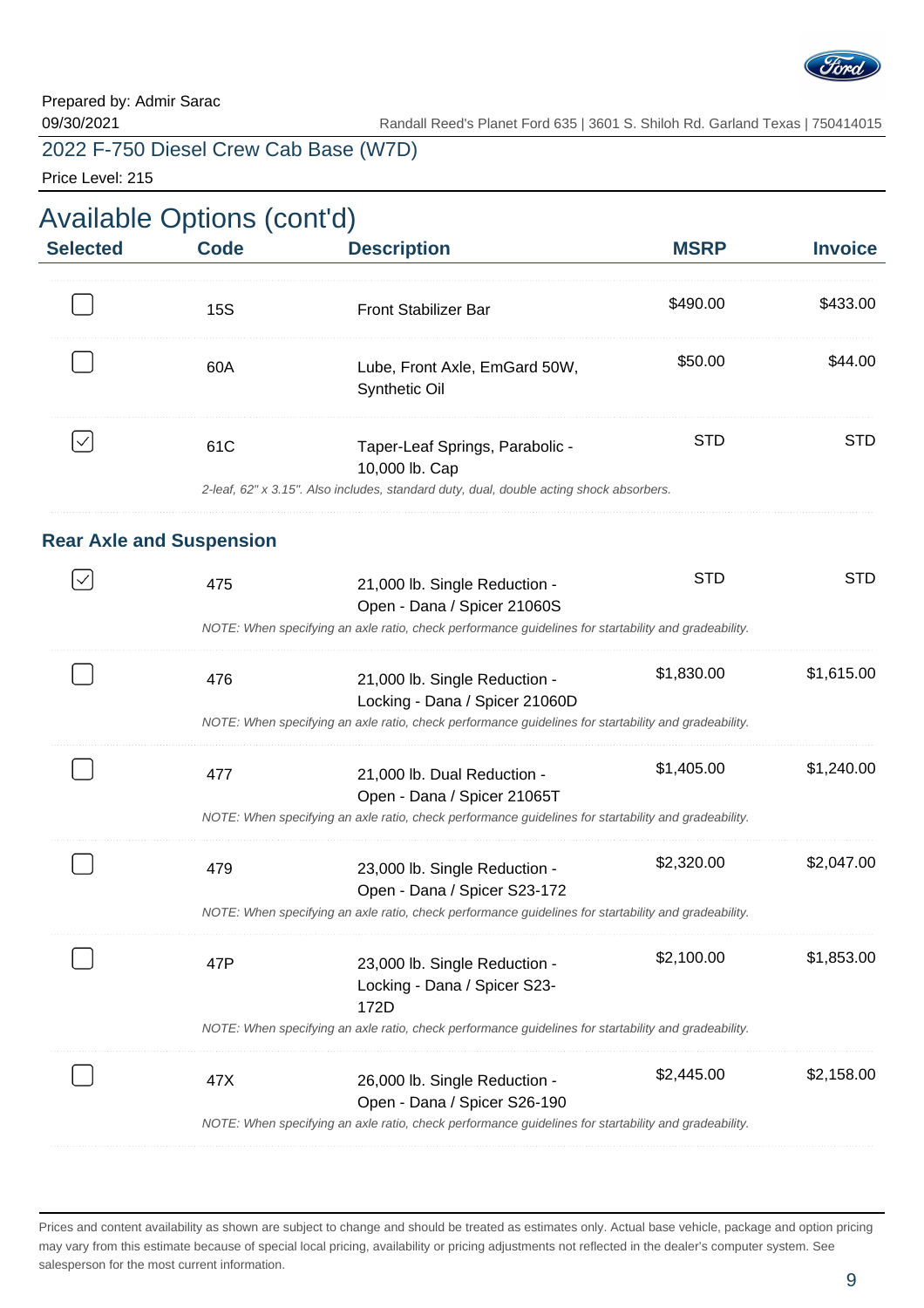Prepared by: Admir Sarac
09/30/2021

Randall Reed's Planet Ford 635 | 3601 S. Shiloh Rd. Garland Texas | 750414015

2022 F-750 Diesel Crew Cab Base (W7D)

Price Level: 215

# Available Options (cont'd)

| Selected | Code | Description | MSRP | Invoice |
|---|---|---|---|---|
| ☐ | 15S | Front Stabilizer Bar | $490.00 | $433.00 |
| ☐ | 60A | Lube, Front Axle, EmGard 50W, Synthetic Oil | $50.00 | $44.00 |
| ☑ | 61C | Taper-Leaf Springs, Parabolic - 10,000 lb. Cap<br>*2-leaf, 62" x 3.15". Also includes, standard duty, dual, double acting shock absorbers.* | STD | STD |

### Rear Axle and Suspension

| Selected | Code | Description | MSRP | Invoice |
|---|---|---|---|---|
| ☑ | 475 | 21,000 lb. Single Reduction - Open - Dana / Spicer 21060S<br>*NOTE: When specifying an axle ratio, check performance guidelines for startability and gradeability.* | STD | STD |
| ☐ | 476 | 21,000 lb. Single Reduction - Locking - Dana / Spicer 21060D<br>*NOTE: When specifying an axle ratio, check performance guidelines for startability and gradeability.* | $1,830.00 | $1,615.00 |
| ☐ | 477 | 21,000 lb. Dual Reduction - Open - Dana / Spicer 21065T<br>*NOTE: When specifying an axle ratio, check performance guidelines for startability and gradeability.* | $1,405.00 | $1,240.00 |
| ☐ | 479 | 23,000 lb. Single Reduction - Open - Dana / Spicer S23-172<br>*NOTE: When specifying an axle ratio, check performance guidelines for startability and gradeability.* | $2,320.00 | $2,047.00 |
| ☐ | 47P | 23,000 lb. Single Reduction - Locking - Dana / Spicer S23-172D<br>*NOTE: When specifying an axle ratio, check performance guidelines for startability and gradeability.* | $2,100.00 | $1,853.00 |
| ☐ | 47X | 26,000 lb. Single Reduction - Open - Dana / Spicer S26-190<br>*NOTE: When specifying an axle ratio, check performance guidelines for startability and gradeability.* | $2,445.00 | $2,158.00 |

Prices and content availability as shown are subject to change and should be treated as estimates only. Actual base vehicle, package and option pricing may vary from this estimate because of special local pricing, availability or pricing adjustments not reflected in the dealer's computer system. See salesperson for the most current information.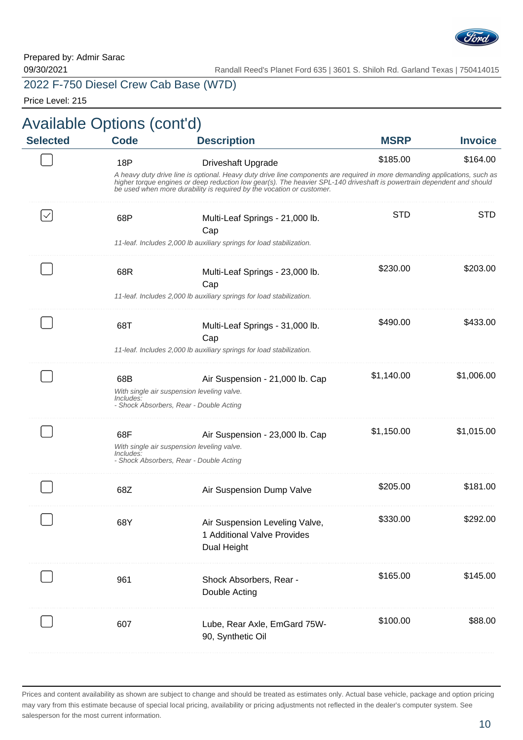Prepared by: Admir Sarac
09/30/2021

Randall Reed's Planet Ford 635 | 3601 S. Shiloh Rd. Garland Texas | 750414015

2022 F-750 Diesel Crew Cab Base (W7D)

Price Level: 215

## Available Options (cont'd)

| Selected | Code | Description | MSRP | Invoice |
|---|---|---|---|---|
| ☐ | 18P | Driveshaft Upgrade<br>*A heavy duty drive line is optional. Heavy duty drive line components are required in more demanding applications, such as higher torque engines or deep reduction low gear(s). The heavier SPL-140 driveshaft is powertrain dependent and should be used when more durability is required by the vocation or customer.* | $185.00 | $164.00 |
| ☑ | 68P | Multi-Leaf Springs - 21,000 lb. Cap<br>*11-leaf. Includes 2,000 lb auxiliary springs for load stabilization.* | STD | STD |
| ☐ | 68R | Multi-Leaf Springs - 23,000 lb. Cap<br>*11-leaf. Includes 2,000 lb auxiliary springs for load stabilization.* | $230.00 | $203.00 |
| ☐ | 68T | Multi-Leaf Springs - 31,000 lb. Cap<br>*11-leaf. Includes 2,000 lb auxiliary springs for load stabilization.* | $490.00 | $433.00 |
| ☐ | 68B | Air Suspension - 21,000 lb. Cap<br>*With single air suspension leveling valve.*<br>*Includes:*<br>*- Shock Absorbers, Rear - Double Acting* | $1,140.00 | $1,006.00 |
| ☐ | 68F | Air Suspension - 23,000 lb. Cap<br>*With single air suspension leveling valve.*<br>*Includes:*<br>*- Shock Absorbers, Rear - Double Acting* | $1,150.00 | $1,015.00 |
| ☐ | 68Z | Air Suspension Dump Valve | $205.00 | $181.00 |
| ☐ | 68Y | Air Suspension Leveling Valve, 1 Additional Valve Provides Dual Height | $330.00 | $292.00 |
| ☐ | 961 | Shock Absorbers, Rear - Double Acting | $165.00 | $145.00 |
| ☐ | 607 | Lube, Rear Axle, EmGard 75W-90, Synthetic Oil | $100.00 | $88.00 |

Prices and content availability as shown are subject to change and should be treated as estimates only. Actual base vehicle, package and option pricing may vary from this estimate because of special local pricing, availability or pricing adjustments not reflected in the dealer's computer system. See salesperson for the most current information.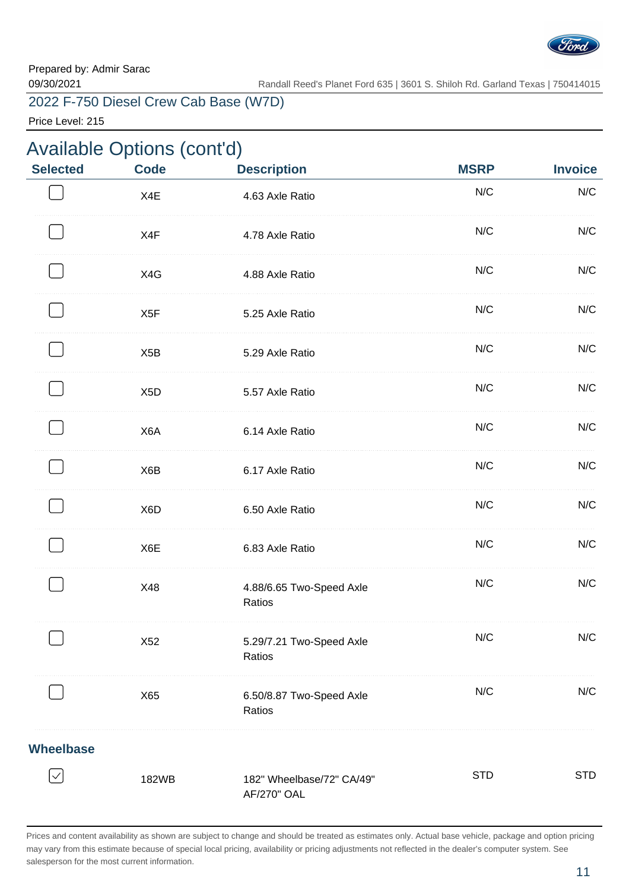Prepared by: Admir Sarac
09/30/2021

Randall Reed's Planet Ford 635 | 3601 S. Shiloh Rd. Garland Texas | 750414015

2022 F-750 Diesel Crew Cab Base (W7D)

Price Level: 215

## Available Options (cont'd)

| Selected | Code | Description | MSRP | Invoice |
|---|---|---|---|---|
| ☐ | X4E | 4.63 Axle Ratio | N/C | N/C |
| ☐ | X4F | 4.78 Axle Ratio | N/C | N/C |
| ☐ | X4G | 4.88 Axle Ratio | N/C | N/C |
| ☐ | X5F | 5.25 Axle Ratio | N/C | N/C |
| ☐ | X5B | 5.29 Axle Ratio | N/C | N/C |
| ☐ | X5D | 5.57 Axle Ratio | N/C | N/C |
| ☐ | X6A | 6.14 Axle Ratio | N/C | N/C |
| ☐ | X6B | 6.17 Axle Ratio | N/C | N/C |
| ☐ | X6D | 6.50 Axle Ratio | N/C | N/C |
| ☐ | X6E | 6.83 Axle Ratio | N/C | N/C |
| ☐ | X48 | 4.88/6.65 Two-Speed Axle Ratios | N/C | N/C |
| ☐ | X52 | 5.29/7.21 Two-Speed Axle Ratios | N/C | N/C |
| ☐ | X65 | 6.50/8.87 Two-Speed Axle Ratios | N/C | N/C |

### Wheelbase

| Selected | Code | Description | MSRP | Invoice |
|---|---|---|---|---|
| ☑ | 182WB | 182" Wheelbase/72" CA/49" AF/270" OAL | STD | STD |

Prices and content availability as shown are subject to change and should be treated as estimates only. Actual base vehicle, package and option pricing may vary from this estimate because of special local pricing, availability or pricing adjustments not reflected in the dealer's computer system. See salesperson for the most current information.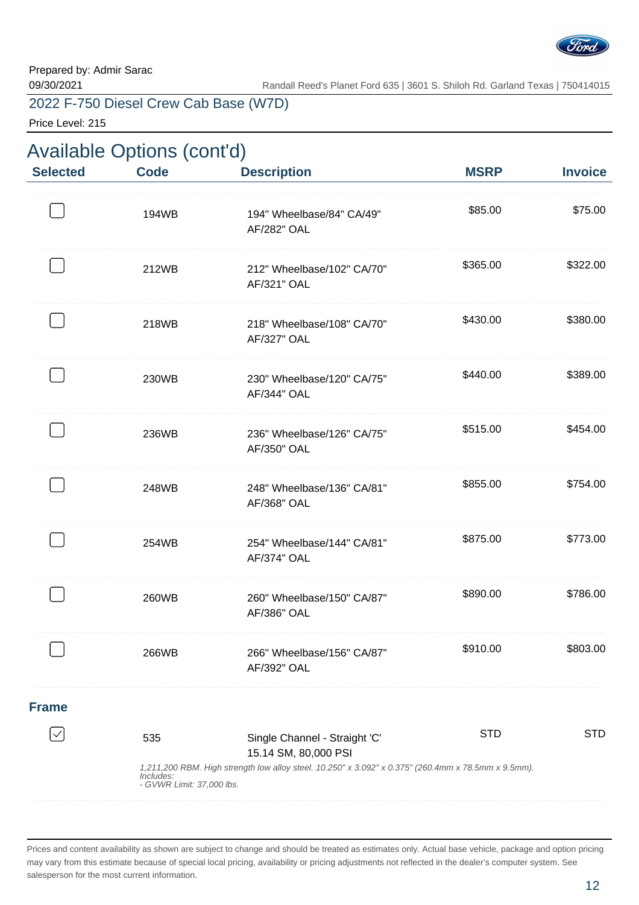Prepared by: Admir Sarac
09/30/2021

Randall Reed's Planet Ford 635 | 3601 S. Shiloh Rd. Garland Texas | 750414015

2022 F-750 Diesel Crew Cab Base (W7D)

Price Level: 215

## Available Options (cont'd)

| Selected | Code | Description | MSRP | Invoice |
|---|---|---|---|---|
| ☐ | 194WB | 194" Wheelbase/84" CA/49" AF/282" OAL | $85.00 | $75.00 |
| ☐ | 212WB | 212" Wheelbase/102" CA/70" AF/321" OAL | $365.00 | $322.00 |
| ☐ | 218WB | 218" Wheelbase/108" CA/70" AF/327" OAL | $430.00 | $380.00 |
| ☐ | 230WB | 230" Wheelbase/120" CA/75" AF/344" OAL | $440.00 | $389.00 |
| ☐ | 236WB | 236" Wheelbase/126" CA/75" AF/350" OAL | $515.00 | $454.00 |
| ☐ | 248WB | 248" Wheelbase/136" CA/81" AF/368" OAL | $855.00 | $754.00 |
| ☐ | 254WB | 254" Wheelbase/144" CA/81" AF/374" OAL | $875.00 | $773.00 |
| ☐ | 260WB | 260" Wheelbase/150" CA/87" AF/386" OAL | $890.00 | $786.00 |
| ☐ | 266WB | 266" Wheelbase/156" CA/87" AF/392" OAL | $910.00 | $803.00 |

### Frame

| Selected | Code | Description | MSRP | Invoice |
|---|---|---|---|---|
| ☑ | 535 | Single Channel - Straight 'C' 15.14 SM, 80,000 PSI | STD | STD |

*1,211,200 RBM. High strength low alloy steel. 10.250" x 3.092" x 0.375" (260.4mm x 78.5mm x 9.5mm).*
*Includes:*
*- GVWR Limit: 37,000 lbs.*

Prices and content availability as shown are subject to change and should be treated as estimates only. Actual base vehicle, package and option pricing may vary from this estimate because of special local pricing, availability or pricing adjustments not reflected in the dealer's computer system. See salesperson for the most current information.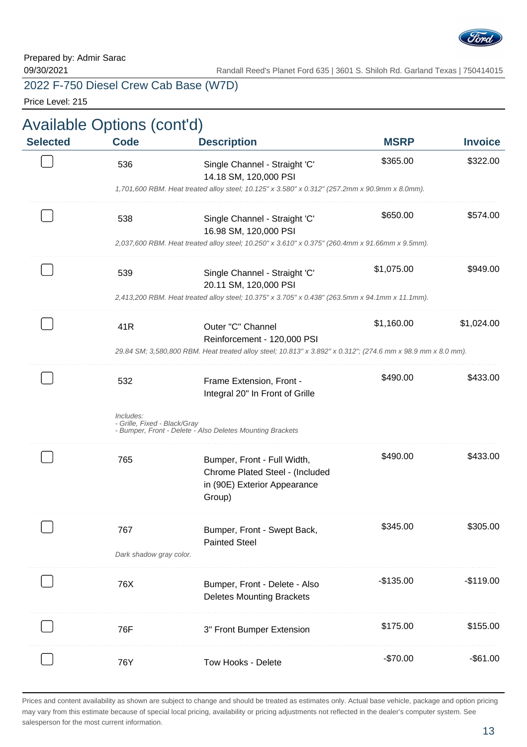Prepared by: Admir Sarac
09/30/2021

Randall Reed's Planet Ford 635 | 3601 S. Shiloh Rd. Garland Texas | 750414015

2022 F-750 Diesel Crew Cab Base (W7D)

Price Level: 215

## Available Options (cont'd)

| Selected | Code | Description | MSRP | Invoice |
|---|---|---|---|---|
| ☐ | 536 | Single Channel - Straight 'C' 14.18 SM, 120,000 PSI<br>*1,701,600 RBM. Heat treated alloy steel; 10.125" x 3.580" x 0.312" (257.2mm x 90.9mm x 8.0mm).* | $365.00 | $322.00 |
| ☐ | 538 | Single Channel - Straight 'C' 16.98 SM, 120,000 PSI<br>*2,037,600 RBM. Heat treated alloy steel; 10.250" x 3.610" x 0.375" (260.4mm x 91.66mm x 9.5mm).* | $650.00 | $574.00 |
| ☐ | 539 | Single Channel - Straight 'C' 20.11 SM, 120,000 PSI<br>*2,413,200 RBM. Heat treated alloy steel; 10.375" x 3.705" x 0.438" (263.5mm x 94.1mm x 11.1mm).* | $1,075.00 | $949.00 |
| ☐ | 41R | Outer "C" Channel Reinforcement - 120,000 PSI<br>*29.84 SM; 3,580,800 RBM. Heat treated alloy steel; 10.813" x 3.892" x 0.312"; (274.6 mm x 98.9 mm x 8.0 mm).* | $1,160.00 | $1,024.00 |
| ☐ | 532 | Frame Extension, Front - Integral 20" In Front of Grille<br>*Includes:*<br>*- Grille, Fixed - Black/Gray*<br>*- Bumper, Front - Delete - Also Deletes Mounting Brackets* | $490.00 | $433.00 |
| ☐ | 765 | Bumper, Front - Full Width, Chrome Plated Steel - (Included in (90E) Exterior Appearance Group) | $490.00 | $433.00 |
| ☐ | 767 | Bumper, Front - Swept Back, Painted Steel<br>*Dark shadow gray color.* | $345.00 | $305.00 |
| ☐ | 76X | Bumper, Front - Delete - Also Deletes Mounting Brackets | -$135.00 | -$119.00 |
| ☐ | 76F | 3" Front Bumper Extension | $175.00 | $155.00 |
| ☐ | 76Y | Tow Hooks - Delete | -$70.00 | -$61.00 |

Prices and content availability as shown are subject to change and should be treated as estimates only. Actual base vehicle, package and option pricing may vary from this estimate because of special local pricing, availability or pricing adjustments not reflected in the dealer's computer system. See salesperson for the most current information.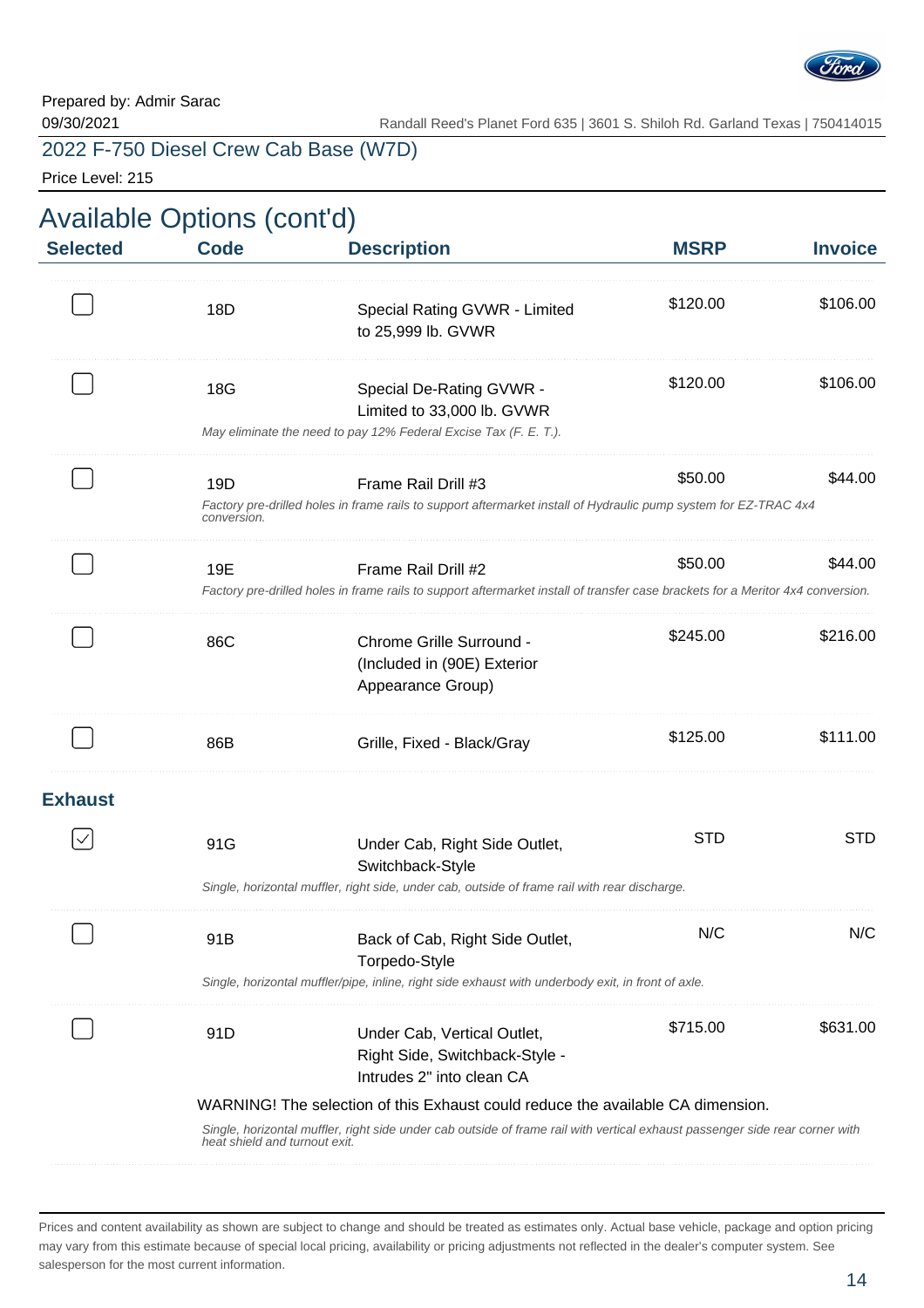Prepared by: Admir Sarac
09/30/2021

Randall Reed's Planet Ford 635 | 3601 S. Shiloh Rd. Garland Texas | 750414015

2022 F-750 Diesel Crew Cab Base (W7D)

Price Level: 215

## Available Options (cont'd)

| Selected | Code | Description | MSRP | Invoice |
|---|---|---|---|---|
| ☐ | 18D | Special Rating GVWR - Limited to 25,999 lb. GVWR | $120.00 | $106.00 |
| ☐ | 18G | Special De-Rating GVWR - Limited to 33,000 lb. GVWR<br>*May eliminate the need to pay 12% Federal Excise Tax (F. E. T.).* | $120.00 | $106.00 |
| ☐ | 19D | Frame Rail Drill #3<br>*Factory pre-drilled holes in frame rails to support aftermarket install of Hydraulic pump system for EZ-TRAC 4x4 conversion.* | $50.00 | $44.00 |
| ☐ | 19E | Frame Rail Drill #2<br>*Factory pre-drilled holes in frame rails to support aftermarket install of transfer case brackets for a Meritor 4x4 conversion.* | $50.00 | $44.00 |
| ☐ | 86C | Chrome Grille Surround - (Included in (90E) Exterior Appearance Group) | $245.00 | $216.00 |
| ☐ | 86B | Grille, Fixed - Black/Gray | $125.00 | $111.00 |

### Exhaust

| Selected | Code | Description | MSRP | Invoice |
|---|---|---|---|---|
| ☑ | 91G | Under Cab, Right Side Outlet, Switchback-Style<br>*Single, horizontal muffler, right side, under cab, outside of frame rail with rear discharge.* | STD | STD |
| ☐ | 91B | Back of Cab, Right Side Outlet, Torpedo-Style<br>*Single, horizontal muffler/pipe, inline, right side exhaust with underbody exit, in front of axle.* | N/C | N/C |
| ☐ | 91D | Under Cab, Vertical Outlet, Right Side, Switchback-Style - Intrudes 2" into clean CA<br>WARNING! The selection of this Exhaust could reduce the available CA dimension.<br>*Single, horizontal muffler, right side under cab outside of frame rail with vertical exhaust passenger side rear corner with heat shield and turnout exit.* | $715.00 | $631.00 |

Prices and content availability as shown are subject to change and should be treated as estimates only. Actual base vehicle, package and option pricing may vary from this estimate because of special local pricing, availability or pricing adjustments not reflected in the dealer's computer system. See salesperson for the most current information.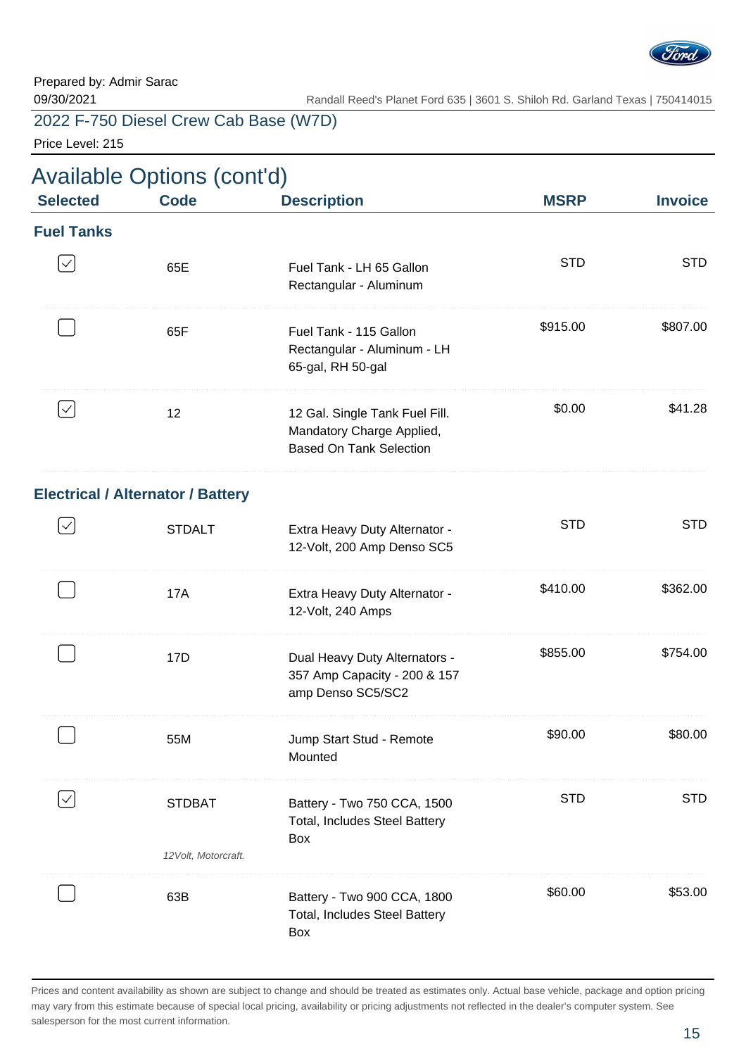Prepared by: Admir Sarac
09/30/2021

Randall Reed's Planet Ford 635 | 3601 S. Shiloh Rd. Garland Texas | 750414015

2022 F-750 Diesel Crew Cab Base (W7D)

Price Level: 215

## Available Options (cont'd)

| Selected | Code | Description | MSRP | Invoice |
|---|---|---|---|---|
| **Fuel Tanks** | | | | |
| ☑ | 65E | Fuel Tank - LH 65 Gallon Rectangular - Aluminum | STD | STD |
| ☐ | 65F | Fuel Tank - 115 Gallon Rectangular - Aluminum - LH 65-gal, RH 50-gal | $915.00 | $807.00 |
| ☑ | 12 | 12 Gal. Single Tank Fuel Fill. Mandatory Charge Applied, Based On Tank Selection | $0.00 | $41.28 |
| **Electrical / Alternator / Battery** | | | | |
| ☑ | STDALT | Extra Heavy Duty Alternator - 12-Volt, 200 Amp Denso SC5 | STD | STD |
| ☐ | 17A | Extra Heavy Duty Alternator - 12-Volt, 240 Amps | $410.00 | $362.00 |
| ☐ | 17D | Dual Heavy Duty Alternators - 357 Amp Capacity - 200 & 157 amp Denso SC5/SC2 | $855.00 | $754.00 |
| ☐ | 55M | Jump Start Stud - Remote Mounted | $90.00 | $80.00 |
| ☑ | STDBAT *12Volt, Motorcraft.* | Battery - Two 750 CCA, 1500 Total, Includes Steel Battery Box | STD | STD |
| ☐ | 63B | Battery - Two 900 CCA, 1800 Total, Includes Steel Battery Box | $60.00 | $53.00 |

Prices and content availability as shown are subject to change and should be treated as estimates only. Actual base vehicle, package and option pricing may vary from this estimate because of special local pricing, availability or pricing adjustments not reflected in the dealer's computer system. See salesperson for the most current information.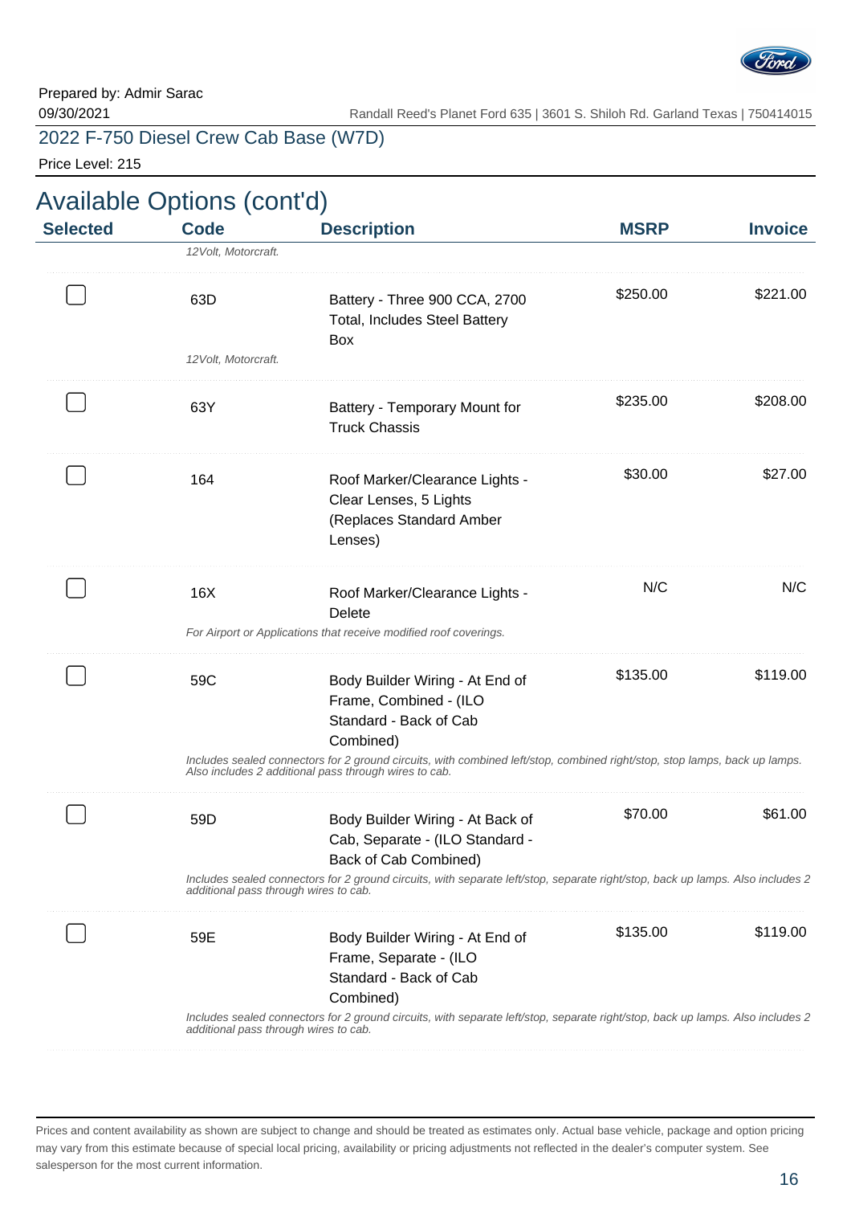Prepared by: Admir Sarac
09/30/2021

Randall Reed's Planet Ford 635 | 3601 S. Shiloh Rd. Garland Texas | 750414015

2022 F-750 Diesel Crew Cab Base (W7D)

Price Level: 215

## Available Options (cont'd)

| Selected | Code | Description | MSRP | Invoice |
|---|---|---|---|---|
| | | *12Volt, Motorcraft.* | | |
| ☐ | 63D | Battery - Three 900 CCA, 2700 Total, Includes Steel Battery Box<br>*12Volt, Motorcraft.* | $250.00 | $221.00 |
| ☐ | 63Y | Battery - Temporary Mount for Truck Chassis | $235.00 | $208.00 |
| ☐ | 164 | Roof Marker/Clearance Lights - Clear Lenses, 5 Lights (Replaces Standard Amber Lenses) | $30.00 | $27.00 |
| ☐ | 16X | Roof Marker/Clearance Lights - Delete<br>*For Airport or Applications that receive modified roof coverings.* | N/C | N/C |
| ☐ | 59C | Body Builder Wiring - At End of Frame, Combined - (ILO Standard - Back of Cab Combined)<br>*Includes sealed connectors for 2 ground circuits, with combined left/stop, combined right/stop, stop lamps, back up lamps. Also includes 2 additional pass through wires to cab.* | $135.00 | $119.00 |
| ☐ | 59D | Body Builder Wiring - At Back of Cab, Separate - (ILO Standard - Back of Cab Combined)<br>*Includes sealed connectors for 2 ground circuits, with separate left/stop, separate right/stop, back up lamps. Also includes 2 additional pass through wires to cab.* | $70.00 | $61.00 |
| ☐ | 59E | Body Builder Wiring - At End of Frame, Separate - (ILO Standard - Back of Cab Combined)<br>*Includes sealed connectors for 2 ground circuits, with separate left/stop, separate right/stop, back up lamps. Also includes 2 additional pass through wires to cab.* | $135.00 | $119.00 |

Prices and content availability as shown are subject to change and should be treated as estimates only. Actual base vehicle, package and option pricing may vary from this estimate because of special local pricing, availability or pricing adjustments not reflected in the dealer's computer system. See salesperson for the most current information.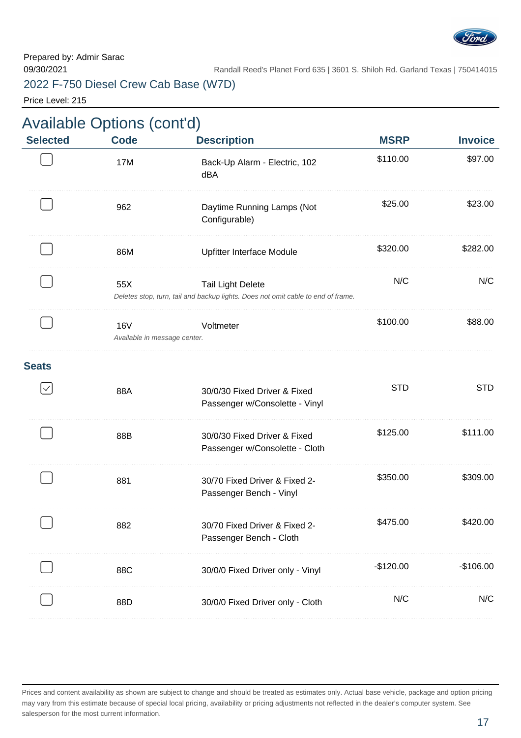Prepared by: Admir Sarac
09/30/2021

Randall Reed's Planet Ford 635 | 3601 S. Shiloh Rd. Garland Texas | 750414015

2022 F-750 Diesel Crew Cab Base (W7D)

Price Level: 215

## Available Options (cont'd)

| Selected | Code | Description | MSRP | Invoice |
|---|---|---|---|---|
| ☐ | 17M | Back-Up Alarm - Electric, 102 dBA | $110.00 | $97.00 |
| ☐ | 962 | Daytime Running Lamps (Not Configurable) | $25.00 | $23.00 |
| ☐ | 86M | Upfitter Interface Module | $320.00 | $282.00 |
| ☐ | 55X | Tail Light Delete<br>*Deletes stop, turn, tail and backup lights. Does not omit cable to end of frame.* | N/C | N/C |
| ☐ | 16V | Voltmeter<br>*Available in message center.* | $100.00 | $88.00 |
| **Seats** | | | | |
| ☑ | 88A | 30/0/30 Fixed Driver & Fixed Passenger w/Consolette - Vinyl | STD | STD |
| ☐ | 88B | 30/0/30 Fixed Driver & Fixed Passenger w/Consolette - Cloth | $125.00 | $111.00 |
| ☐ | 881 | 30/70 Fixed Driver & Fixed 2-Passenger Bench - Vinyl | $350.00 | $309.00 |
| ☐ | 882 | 30/70 Fixed Driver & Fixed 2-Passenger Bench - Cloth | $475.00 | $420.00 |
| ☐ | 88C | 30/0/0 Fixed Driver only - Vinyl | -$120.00 | -$106.00 |
| ☐ | 88D | 30/0/0 Fixed Driver only - Cloth | N/C | N/C |

Prices and content availability as shown are subject to change and should be treated as estimates only. Actual base vehicle, package and option pricing may vary from this estimate because of special local pricing, availability or pricing adjustments not reflected in the dealer's computer system. See salesperson for the most current information.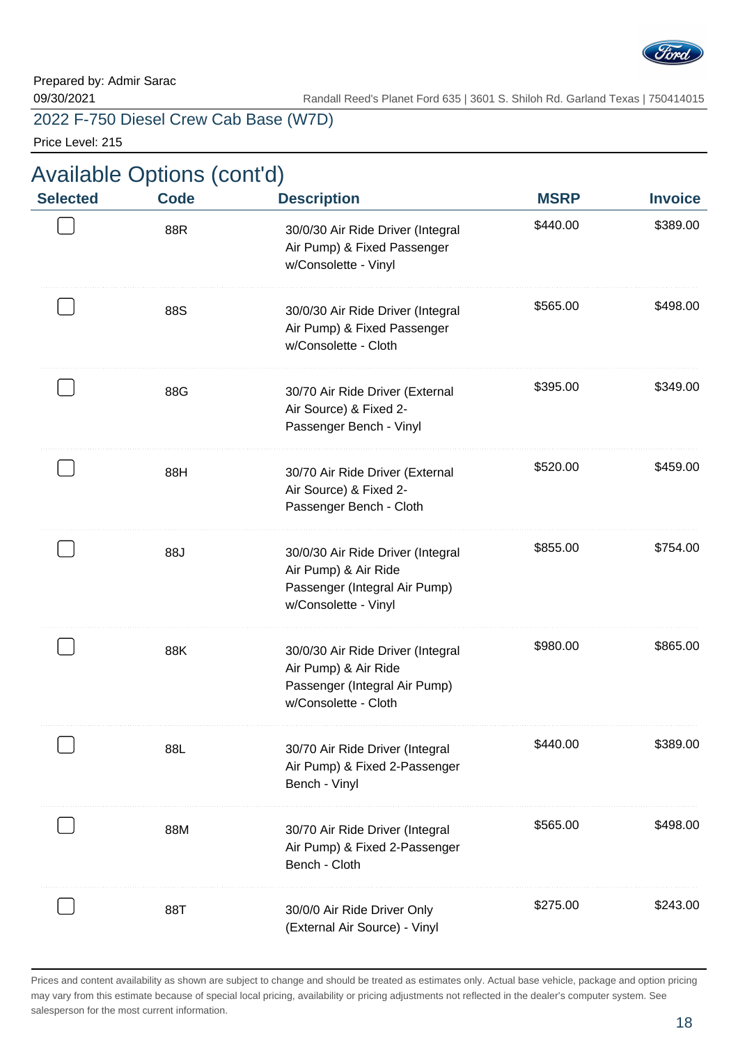Prepared by: Admir Sarac
09/30/2021

Randall Reed's Planet Ford 635 | 3601 S. Shiloh Rd. Garland Texas | 750414015

2022 F-750 Diesel Crew Cab Base (W7D)

Price Level: 215

## Available Options (cont'd)

| Selected | Code | Description | MSRP | Invoice |
|---|---|---|---|---|
| ☐ | 88R | 30/0/30 Air Ride Driver (Integral Air Pump) & Fixed Passenger w/Consolette - Vinyl | $440.00 | $389.00 |
| ☐ | 88S | 30/0/30 Air Ride Driver (Integral Air Pump) & Fixed Passenger w/Consolette - Cloth | $565.00 | $498.00 |
| ☐ | 88G | 30/70 Air Ride Driver (External Air Source) & Fixed 2-Passenger Bench - Vinyl | $395.00 | $349.00 |
| ☐ | 88H | 30/70 Air Ride Driver (External Air Source) & Fixed 2-Passenger Bench - Cloth | $520.00 | $459.00 |
| ☐ | 88J | 30/0/30 Air Ride Driver (Integral Air Pump) & Air Ride Passenger (Integral Air Pump) w/Consolette - Vinyl | $855.00 | $754.00 |
| ☐ | 88K | 30/0/30 Air Ride Driver (Integral Air Pump) & Air Ride Passenger (Integral Air Pump) w/Consolette - Cloth | $980.00 | $865.00 |
| ☐ | 88L | 30/70 Air Ride Driver (Integral Air Pump) & Fixed 2-Passenger Bench - Vinyl | $440.00 | $389.00 |
| ☐ | 88M | 30/70 Air Ride Driver (Integral Air Pump) & Fixed 2-Passenger Bench - Cloth | $565.00 | $498.00 |
| ☐ | 88T | 30/0/0 Air Ride Driver Only (External Air Source) - Vinyl | $275.00 | $243.00 |

Prices and content availability as shown are subject to change and should be treated as estimates only. Actual base vehicle, package and option pricing may vary from this estimate because of special local pricing, availability or pricing adjustments not reflected in the dealer's computer system. See salesperson for the most current information.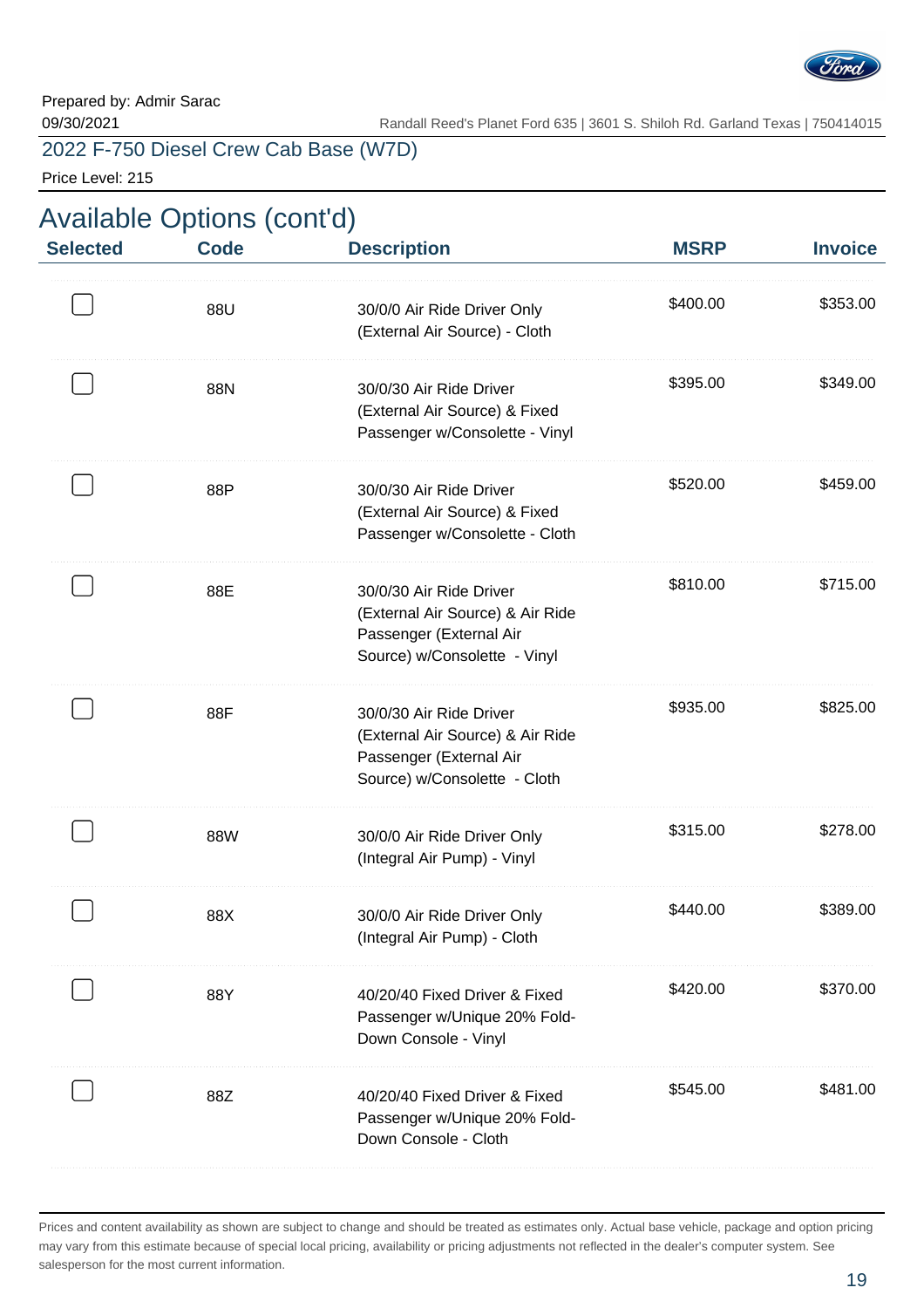Prepared by: Admir Sarac
09/30/2021

Randall Reed's Planet Ford 635 | 3601 S. Shiloh Rd. Garland Texas | 750414015

2022 F-750 Diesel Crew Cab Base (W7D)

Price Level: 215

## Available Options (cont'd)

| Selected | Code | Description | MSRP | Invoice |
|---|---|---|---|---|
| ☐ | 88U | 30/0/0 Air Ride Driver Only (External Air Source) - Cloth | $400.00 | $353.00 |
| ☐ | 88N | 30/0/30 Air Ride Driver (External Air Source) & Fixed Passenger w/Consolette - Vinyl | $395.00 | $349.00 |
| ☐ | 88P | 30/0/30 Air Ride Driver (External Air Source) & Fixed Passenger w/Consolette - Cloth | $520.00 | $459.00 |
| ☐ | 88E | 30/0/30 Air Ride Driver (External Air Source) & Air Ride Passenger (External Air Source) w/Consolette - Vinyl | $810.00 | $715.00 |
| ☐ | 88F | 30/0/30 Air Ride Driver (External Air Source) & Air Ride Passenger (External Air Source) w/Consolette - Cloth | $935.00 | $825.00 |
| ☐ | 88W | 30/0/0 Air Ride Driver Only (Integral Air Pump) - Vinyl | $315.00 | $278.00 |
| ☐ | 88X | 30/0/0 Air Ride Driver Only (Integral Air Pump) - Cloth | $440.00 | $389.00 |
| ☐ | 88Y | 40/20/40 Fixed Driver & Fixed Passenger w/Unique 20% Fold-Down Console - Vinyl | $420.00 | $370.00 |
| ☐ | 88Z | 40/20/40 Fixed Driver & Fixed Passenger w/Unique 20% Fold-Down Console - Cloth | $545.00 | $481.00 |

Prices and content availability as shown are subject to change and should be treated as estimates only. Actual base vehicle, package and option pricing may vary from this estimate because of special local pricing, availability or pricing adjustments not reflected in the dealer's computer system. See salesperson for the most current information.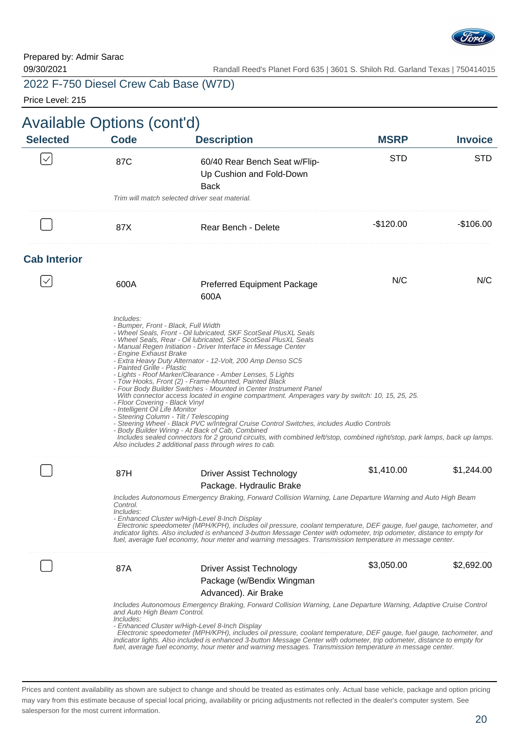Prepared by: Admir Sarac

09/30/2021

Randall Reed's Planet Ford 635 | 3601 S. Shiloh Rd. Garland Texas | 750414015

2022 F-750 Diesel Crew Cab Base (W7D)

Price Level: 215

## Available Options (cont'd)

| Selected | Code | Description | MSRP | Invoice |
|---|---|---|---|---|
| ☑ | 87C | 60/40 Rear Bench Seat w/Flip-Up Cushion and Fold-Down Back | STD | STD |

*Trim will match selected driver seat material.*

| Selected | Code | Description | MSRP | Invoice |
|---|---|---|---|---|
| ☐ | 87X | Rear Bench - Delete | -$120.00 | -$106.00 |

### Cab Interior

| Selected | Code | Description | MSRP | Invoice |
|---|---|---|---|---|
| ☑ | 600A | Preferred Equipment Package 600A | N/C | N/C |

*Includes:*
*- Bumper, Front - Black, Full Width*
*- Wheel Seals, Front - Oil lubricated, SKF ScotSeal PlusXL Seals*
*- Wheel Seals, Rear - Oil lubricated, SKF ScotSeal PlusXL Seals*
*- Manual Regen Initiation - Driver Interface in Message Center*
*- Engine Exhaust Brake*
*- Extra Heavy Duty Alternator - 12-Volt, 200 Amp Denso SC5*
*- Painted Grille - Plastic*
*- Lights - Roof Marker/Clearance - Amber Lenses, 5 Lights*
*- Tow Hooks, Front (2) - Frame-Mounted, Painted Black*
*- Four Body Builder Switches - Mounted in Center Instrument Panel*
*With connector access located in engine compartment. Amperages vary by switch: 10, 15, 25, 25.*
*- Floor Covering - Black Vinyl*
*- Intelligent Oil Life Monitor*
*- Steering Column - Tilt / Telescoping*
*- Steering Wheel - Black PVC w/Integral Cruise Control Switches, includes Audio Controls*
*- Body Builder Wiring - At Back of Cab, Combined*
*Includes sealed connectors for 2 ground circuits, with combined left/stop, combined right/stop, park lamps, back up lamps. Also includes 2 additional pass through wires to cab.*

| Selected | Code | Description | MSRP | Invoice |
|---|---|---|---|---|
| ☐ | 87H | Driver Assist Technology Package. Hydraulic Brake | $1,410.00 | $1,244.00 |

*Includes Autonomous Emergency Braking, Forward Collision Warning, Lane Departure Warning and Auto High Beam Control.*
*Includes:*
*- Enhanced Cluster w/High-Level 8-Inch Display*
*Electronic speedometer (MPH/KPH), includes oil pressure, coolant temperature, DEF gauge, fuel gauge, tachometer, and indicator lights. Also included is enhanced 3-button Message Center with odometer, trip odometer, distance to empty for fuel, average fuel economy, hour meter and warning messages. Transmission temperature in message center.*

| Selected | Code | Description | MSRP | Invoice |
|---|---|---|---|---|
| ☐ | 87A | Driver Assist Technology Package (w/Bendix Wingman Advanced). Air Brake | $3,050.00 | $2,692.00 |

*Includes Autonomous Emergency Braking, Forward Collision Warning, Lane Departure Warning, Adaptive Cruise Control and Auto High Beam Control.*
*Includes:*
*- Enhanced Cluster w/High-Level 8-Inch Display*
*Electronic speedometer (MPH/KPH), includes oil pressure, coolant temperature, DEF gauge, fuel gauge, tachometer, and indicator lights. Also included is enhanced 3-button Message Center with odometer, trip odometer, distance to empty for fuel, average fuel economy, hour meter and warning messages. Transmission temperature in message center.*

Prices and content availability as shown are subject to change and should be treated as estimates only. Actual base vehicle, package and option pricing may vary from this estimate because of special local pricing, availability or pricing adjustments not reflected in the dealer's computer system. See salesperson for the most current information.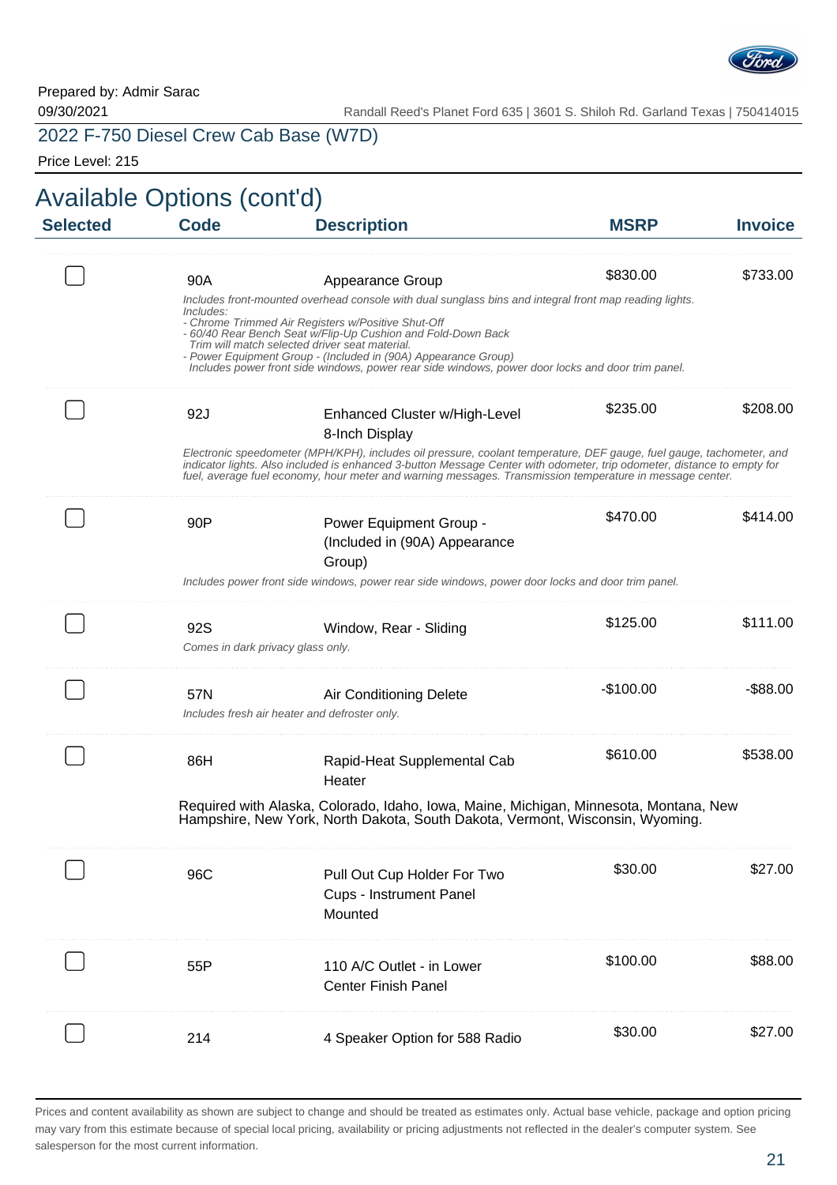Prepared by: Admir Sarac
09/30/2021

Randall Reed's Planet Ford 635 | 3601 S. Shiloh Rd. Garland Texas | 750414015

2022 F-750 Diesel Crew Cab Base (W7D)

Price Level: 215

# Available Options (cont'd)

| Selected | Code | Description | MSRP | Invoice |
|---|---|---|---|---|
| ☐ | 90A | Appearance Group<br>*Includes front-mounted overhead console with dual sunglass bins and integral front map reading lights. Includes:*<br>*- Chrome Trimmed Air Registers w/Positive Shut-Off*<br>*- 60/40 Rear Bench Seat w/Flip-Up Cushion and Fold-Down Back Trim will match selected driver seat material.*<br>*- Power Equipment Group - (Included in (90A) Appearance Group) Includes power front side windows, power rear side windows, power door locks and door trim panel.* | $830.00 | $733.00 |
| ☐ | 92J | Enhanced Cluster w/High-Level 8-Inch Display<br>*Electronic speedometer (MPH/KPH), includes oil pressure, coolant temperature, DEF gauge, fuel gauge, tachometer, and indicator lights. Also included is enhanced 3-button Message Center with odometer, trip odometer, distance to empty for fuel, average fuel economy, hour meter and warning messages. Transmission temperature in message center.* | $235.00 | $208.00 |
| ☐ | 90P | Power Equipment Group - (Included in (90A) Appearance Group)<br>*Includes power front side windows, power rear side windows, power door locks and door trim panel.* | $470.00 | $414.00 |
| ☐ | 92S | Window, Rear - Sliding<br>*Comes in dark privacy glass only.* | $125.00 | $111.00 |
| ☐ | 57N | Air Conditioning Delete<br>*Includes fresh air heater and defroster only.* | -$100.00 | -$88.00 |
| ☐ | 86H | Rapid-Heat Supplemental Cab Heater<br>Required with Alaska, Colorado, Idaho, Iowa, Maine, Michigan, Minnesota, Montana, New Hampshire, New York, North Dakota, South Dakota, Vermont, Wisconsin, Wyoming. | $610.00 | $538.00 |
| ☐ | 96C | Pull Out Cup Holder For Two Cups - Instrument Panel Mounted | $30.00 | $27.00 |
| ☐ | 55P | 110 A/C Outlet - in Lower Center Finish Panel | $100.00 | $88.00 |
| ☐ | 214 | 4 Speaker Option for 588 Radio | $30.00 | $27.00 |

Prices and content availability as shown are subject to change and should be treated as estimates only. Actual base vehicle, package and option pricing may vary from this estimate because of special local pricing, availability or pricing adjustments not reflected in the dealer's computer system. See salesperson for the most current information.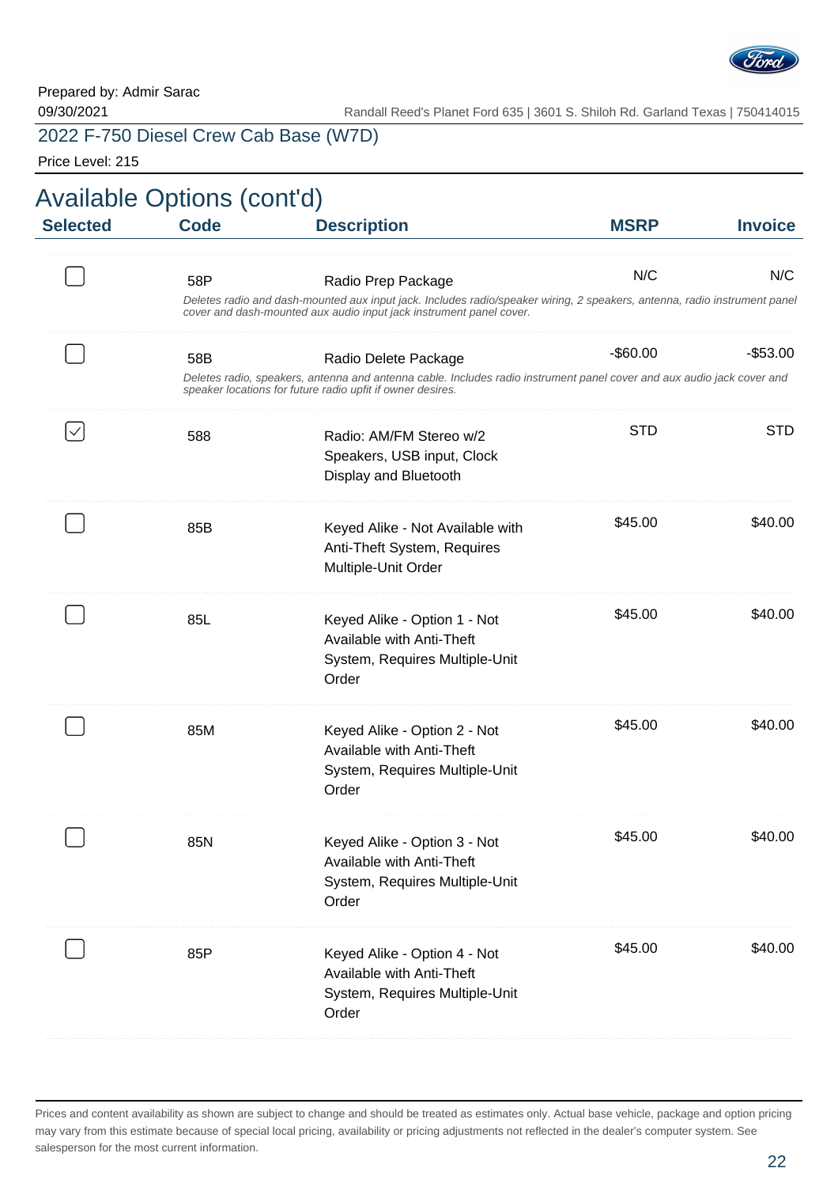Prepared by: Admir Sarac
09/30/2021

Randall Reed's Planet Ford 635 | 3601 S. Shiloh Rd. Garland Texas | 750414015

2022 F-750 Diesel Crew Cab Base (W7D)

Price Level: 215

## Available Options (cont'd)

| Selected | Code | Description | MSRP | Invoice |
|---|---|---|---|---|
| ☐ | 58P | Radio Prep Package<br>*Deletes radio and dash-mounted aux input jack. Includes radio/speaker wiring, 2 speakers, antenna, radio instrument panel cover and dash-mounted aux audio input jack instrument panel cover.* | N/C | N/C |
| ☐ | 58B | Radio Delete Package<br>*Deletes radio, speakers, antenna and antenna cable. Includes radio instrument panel cover and aux audio jack cover and speaker locations for future radio upfit if owner desires.* | -$60.00 | -$53.00 |
| ☑ | 588 | Radio: AM/FM Stereo w/2 Speakers, USB input, Clock Display and Bluetooth | STD | STD |
| ☐ | 85B | Keyed Alike - Not Available with Anti-Theft System, Requires Multiple-Unit Order | $45.00 | $40.00 |
| ☐ | 85L | Keyed Alike - Option 1 - Not Available with Anti-Theft System, Requires Multiple-Unit Order | $45.00 | $40.00 |
| ☐ | 85M | Keyed Alike - Option 2 - Not Available with Anti-Theft System, Requires Multiple-Unit Order | $45.00 | $40.00 |
| ☐ | 85N | Keyed Alike - Option 3 - Not Available with Anti-Theft System, Requires Multiple-Unit Order | $45.00 | $40.00 |
| ☐ | 85P | Keyed Alike - Option 4 - Not Available with Anti-Theft System, Requires Multiple-Unit Order | $45.00 | $40.00 |

Prices and content availability as shown are subject to change and should be treated as estimates only. Actual base vehicle, package and option pricing may vary from this estimate because of special local pricing, availability or pricing adjustments not reflected in the dealer's computer system. See salesperson for the most current information.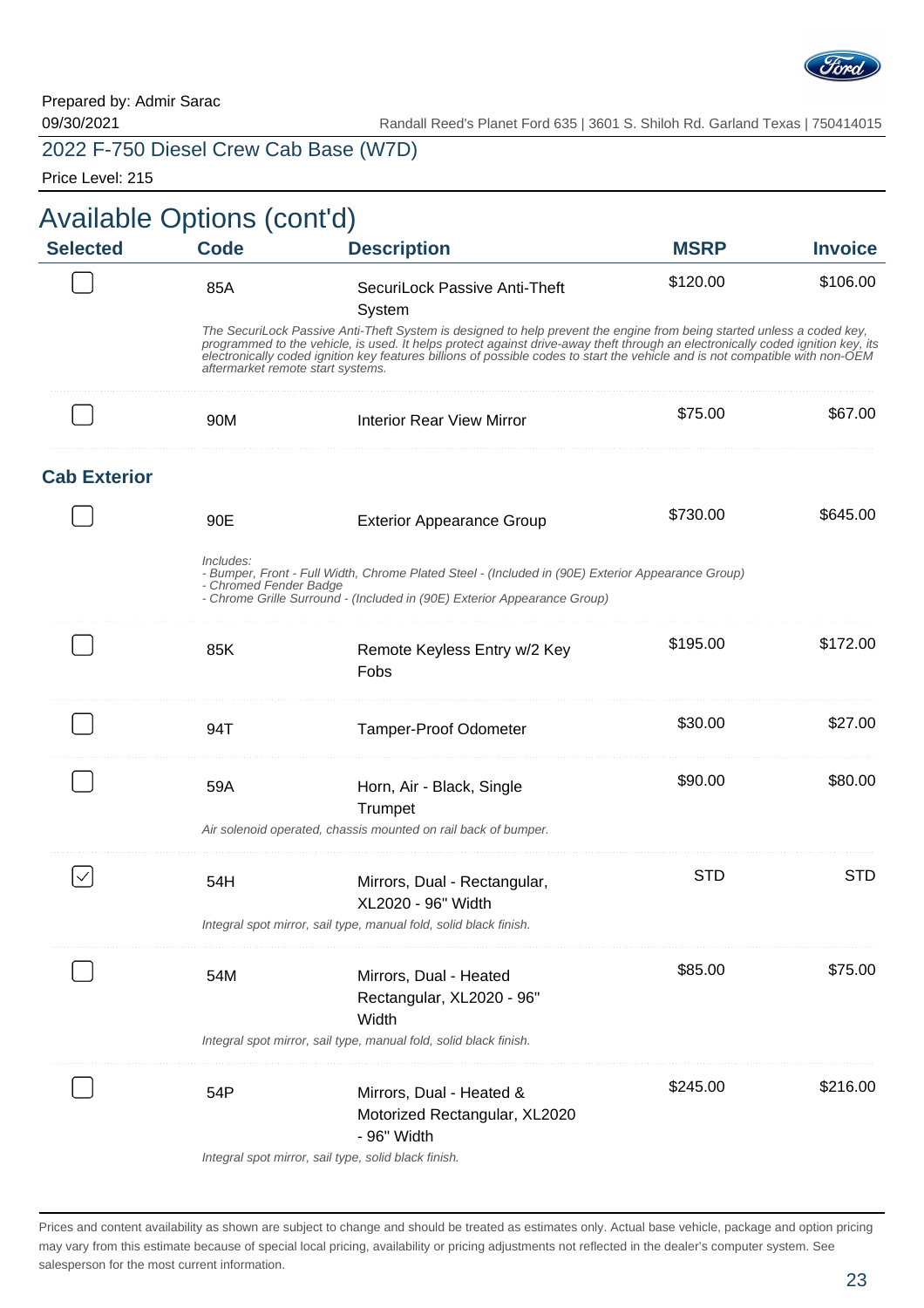Prepared by: Admir Sarac
09/30/2021

Randall Reed's Planet Ford 635 | 3601 S. Shiloh Rd. Garland Texas | 750414015

2022 F-750 Diesel Crew Cab Base (W7D)

Price Level: 215

## Available Options (cont'd)

| Selected | Code | Description | MSRP | Invoice |
|---|---|---|---|---|
| ☐ | 85A | SecuriLock Passive Anti-Theft System | $120.00 | $106.00 |
| | | *The SecuriLock Passive Anti-Theft System is designed to help prevent the engine from being started unless a coded key, programmed to the vehicle, is used. It helps protect against drive-away theft through an electronically coded ignition key, its electronically coded ignition key features billions of possible codes to start the vehicle and is not compatible with non-OEM aftermarket remote start systems.* | | |
| ☐ | 90M | Interior Rear View Mirror | $75.00 | $67.00 |
| **Cab Exterior** | | | | |
| ☐ | 90E | Exterior Appearance Group | $730.00 | $645.00 |
| | | *Includes:*<br>*- Bumper, Front - Full Width, Chrome Plated Steel - (Included in (90E) Exterior Appearance Group)*<br>*- Chromed Fender Badge*<br>*- Chrome Grille Surround - (Included in (90E) Exterior Appearance Group)* | | |
| ☐ | 85K | Remote Keyless Entry w/2 Key Fobs | $195.00 | $172.00 |
| ☐ | 94T | Tamper-Proof Odometer | $30.00 | $27.00 |
| ☐ | 59A | Horn, Air - Black, Single Trumpet | $90.00 | $80.00 |
| | | *Air solenoid operated, chassis mounted on rail back of bumper.* | | |
| ☑ | 54H | Mirrors, Dual - Rectangular, XL2020 - 96" Width | STD | STD |
| | | *Integral spot mirror, sail type, manual fold, solid black finish.* | | |
| ☐ | 54M | Mirrors, Dual - Heated Rectangular, XL2020 - 96" Width | $85.00 | $75.00 |
| | | *Integral spot mirror, sail type, manual fold, solid black finish.* | | |
| ☐ | 54P | Mirrors, Dual - Heated & Motorized Rectangular, XL2020 - 96" Width | $245.00 | $216.00 |
| | | *Integral spot mirror, sail type, solid black finish.* | | |

Prices and content availability as shown are subject to change and should be treated as estimates only. Actual base vehicle, package and option pricing may vary from this estimate because of special local pricing, availability or pricing adjustments not reflected in the dealer's computer system. See salesperson for the most current information.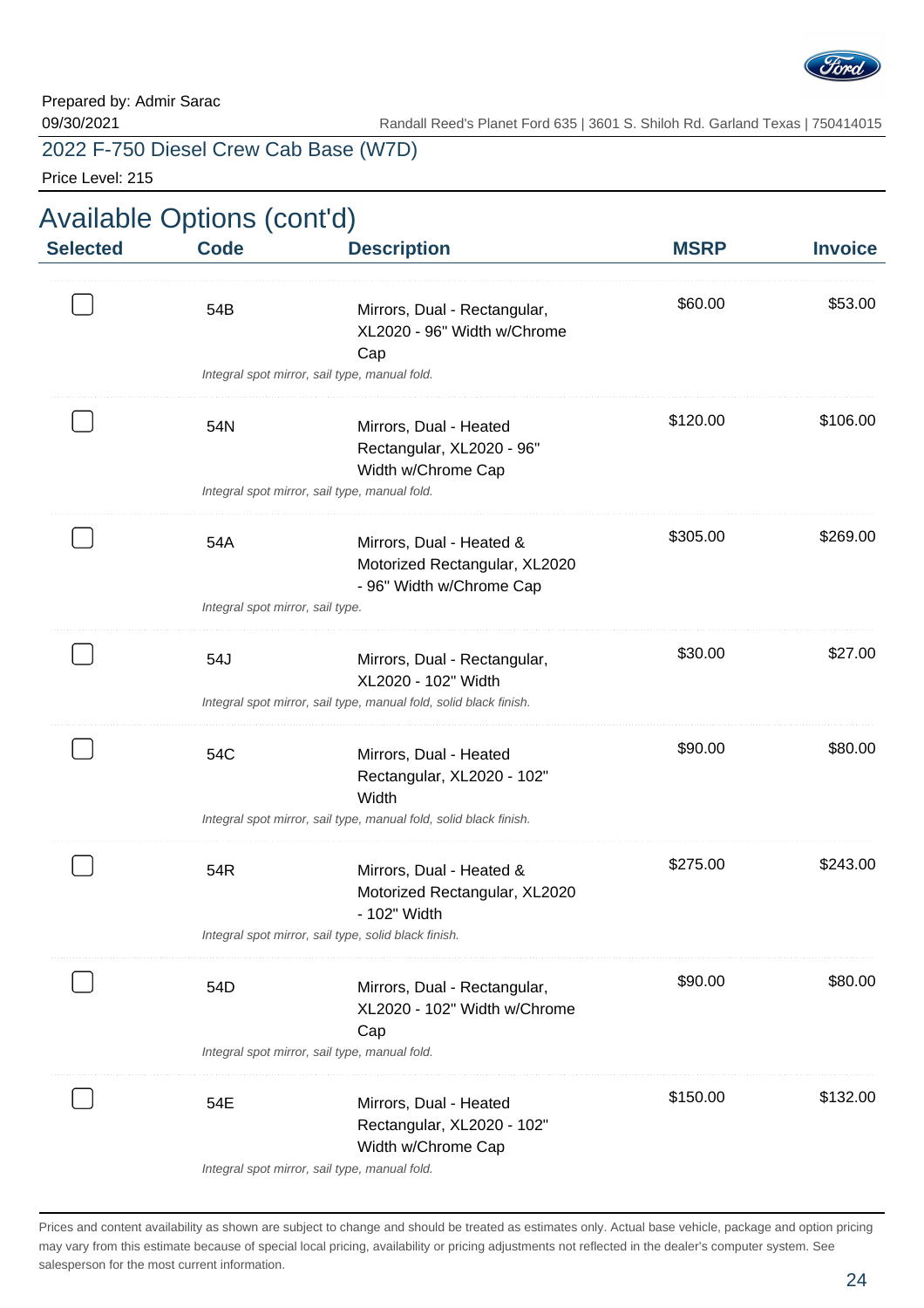Prepared by: Admir Sarac
09/30/2021

Randall Reed's Planet Ford 635 | 3601 S. Shiloh Rd. Garland Texas | 750414015

2022 F-750 Diesel Crew Cab Base (W7D)

Price Level: 215

## Available Options (cont'd)

| Selected | Code | Description | MSRP | Invoice |
|---|---|---|---|---|
| ☐ | 54B | Mirrors, Dual - Rectangular, XL2020 - 96" Width w/Chrome Cap<br>*Integral spot mirror, sail type, manual fold.* | $60.00 | $53.00 |
| ☐ | 54N | Mirrors, Dual - Heated Rectangular, XL2020 - 96" Width w/Chrome Cap<br>*Integral spot mirror, sail type, manual fold.* | $120.00 | $106.00 |
| ☐ | 54A | Mirrors, Dual - Heated & Motorized Rectangular, XL2020 - 96" Width w/Chrome Cap<br>*Integral spot mirror, sail type.* | $305.00 | $269.00 |
| ☐ | 54J | Mirrors, Dual - Rectangular, XL2020 - 102" Width<br>*Integral spot mirror, sail type, manual fold, solid black finish.* | $30.00 | $27.00 |
| ☐ | 54C | Mirrors, Dual - Heated Rectangular, XL2020 - 102" Width<br>*Integral spot mirror, sail type, manual fold, solid black finish.* | $90.00 | $80.00 |
| ☐ | 54R | Mirrors, Dual - Heated & Motorized Rectangular, XL2020 - 102" Width<br>*Integral spot mirror, sail type, solid black finish.* | $275.00 | $243.00 |
| ☐ | 54D | Mirrors, Dual - Rectangular, XL2020 - 102" Width w/Chrome Cap<br>*Integral spot mirror, sail type, manual fold.* | $90.00 | $80.00 |
| ☐ | 54E | Mirrors, Dual - Heated Rectangular, XL2020 - 102" Width w/Chrome Cap<br>*Integral spot mirror, sail type, manual fold.* | $150.00 | $132.00 |

Prices and content availability as shown are subject to change and should be treated as estimates only. Actual base vehicle, package and option pricing may vary from this estimate because of special local pricing, availability or pricing adjustments not reflected in the dealer's computer system. See salesperson for the most current information.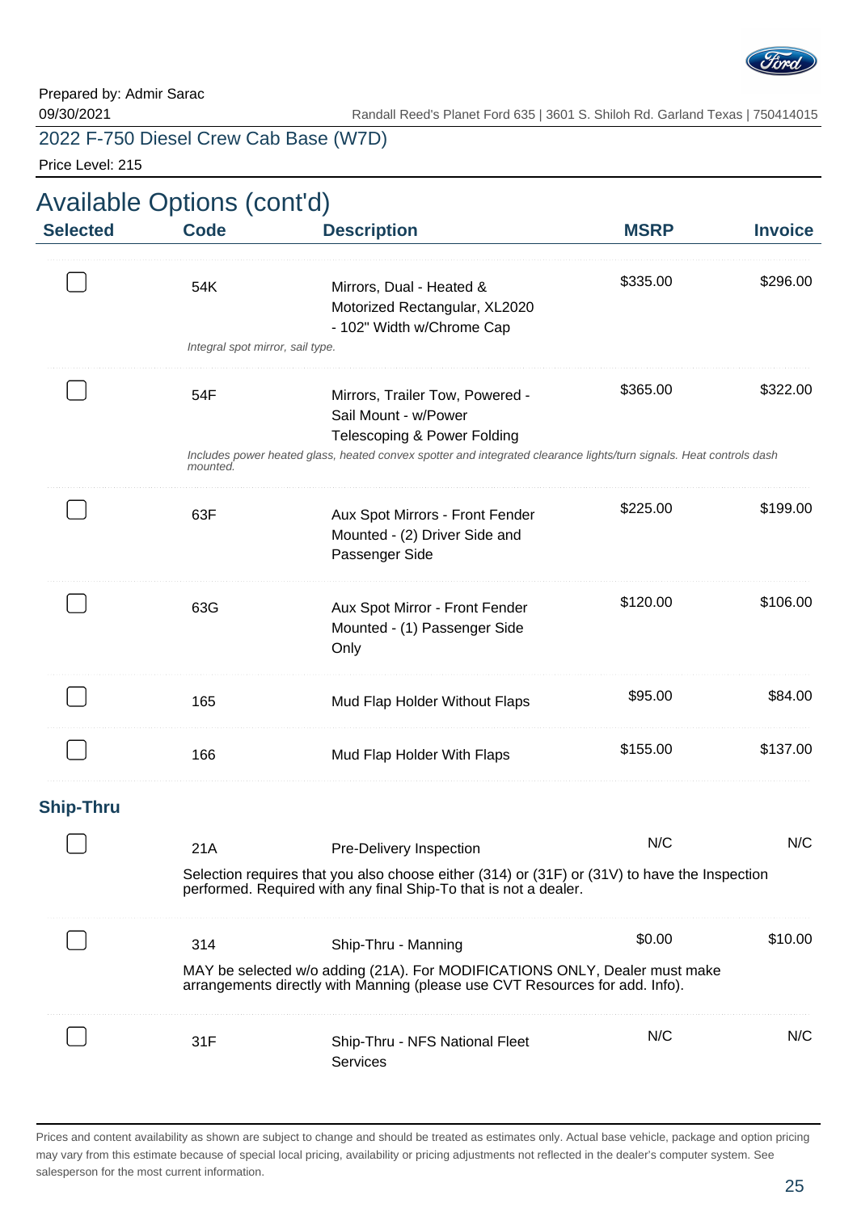Prepared by: Admir Sarac
09/30/2021

Randall Reed's Planet Ford 635 | 3601 S. Shiloh Rd. Garland Texas | 750414015

2022 F-750 Diesel Crew Cab Base (W7D)

Price Level: 215

## Available Options (cont'd)

| Selected | Code | Description | MSRP | Invoice |
|---|---|---|---|---|
| ☐ | 54K | Mirrors, Dual - Heated & Motorized Rectangular, XL2020 - 102" Width w/Chrome Cap<br>*Integral spot mirror, sail type.* | $335.00 | $296.00 |
| ☐ | 54F | Mirrors, Trailer Tow, Powered - Sail Mount - w/Power Telescoping & Power Folding<br>*Includes power heated glass, heated convex spotter and integrated clearance lights/turn signals. Heat controls dash mounted.* | $365.00 | $322.00 |
| ☐ | 63F | Aux Spot Mirrors - Front Fender Mounted - (2) Driver Side and Passenger Side | $225.00 | $199.00 |
| ☐ | 63G | Aux Spot Mirror - Front Fender Mounted - (1) Passenger Side Only | $120.00 | $106.00 |
| ☐ | 165 | Mud Flap Holder Without Flaps | $95.00 | $84.00 |
| ☐ | 166 | Mud Flap Holder With Flaps | $155.00 | $137.00 |

### Ship-Thru

| Selected | Code | Description | MSRP | Invoice |
|---|---|---|---|---|
| ☐ | 21A | Pre-Delivery Inspection<br>Selection requires that you also choose either (314) or (31F) or (31V) to have the Inspection performed. Required with any final Ship-To that is not a dealer. | N/C | N/C |
| ☐ | 314 | Ship-Thru - Manning<br>MAY be selected w/o adding (21A). For MODIFICATIONS ONLY, Dealer must make arrangements directly with Manning (please use CVT Resources for add. Info). | $0.00 | $10.00 |
| ☐ | 31F | Ship-Thru - NFS National Fleet Services | N/C | N/C |

Prices and content availability as shown are subject to change and should be treated as estimates only. Actual base vehicle, package and option pricing may vary from this estimate because of special local pricing, availability or pricing adjustments not reflected in the dealer's computer system. See salesperson for the most current information.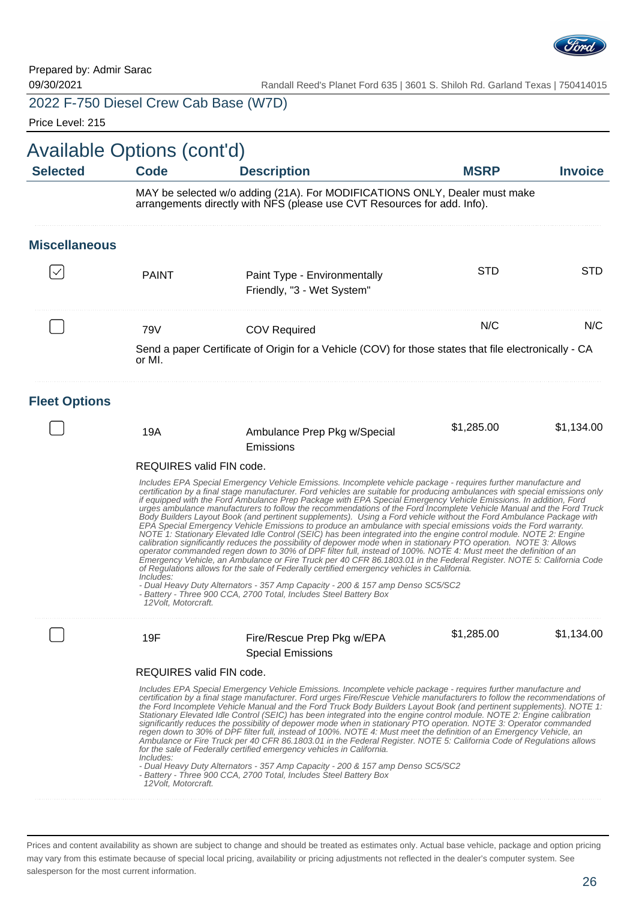Prepared by: Admir Sarac
09/30/2021

Randall Reed's Planet Ford 635 | 3601 S. Shiloh Rd. Garland Texas | 750414015

2022 F-750 Diesel Crew Cab Base (W7D)

Price Level: 215

## Available Options (cont'd)

| Selected | Code | Description | MSRP | Invoice |
|---|---|---|---|---|

MAY be selected w/o adding (21A). For MODIFICATIONS ONLY, Dealer must make arrangements directly with NFS (please use CVT Resources for add. Info).

### Miscellaneous

| Selected | Code | Description | MSRP | Invoice |
|---|---|---|---|---|
| ☑ | PAINT | Paint Type - Environmentally Friendly, "3 - Wet System" | STD | STD |
| ☐ | 79V | COV Required | N/C | N/C |

Send a paper Certificate of Origin for a Vehicle (COV) for those states that file electronically - CA or MI.

### Fleet Options

| Selected | Code | Description | MSRP | Invoice |
|---|---|---|---|---|
| ☐ | 19A | Ambulance Prep Pkg w/Special Emissions | $1,285.00 | $1,134.00 |

REQUIRES valid FIN code.

*Includes EPA Special Emergency Vehicle Emissions. Incomplete vehicle package - requires further manufacture and certification by a final stage manufacturer. Ford vehicles are suitable for producing ambulances with special emissions only if equipped with the Ford Ambulance Prep Package with EPA Special Emergency Vehicle Emissions. In addition, Ford urges ambulance manufacturers to follow the recommendations of the Ford Incomplete Vehicle Manual and the Ford Truck Body Builders Layout Book (and pertinent supplements). Using a Ford vehicle without the Ford Ambulance Package with EPA Special Emergency Vehicle Emissions to produce an ambulance with special emissions voids the Ford warranty. NOTE 1: Stationary Elevated Idle Control (SEIC) has been integrated into the engine control module. NOTE 2: Engine calibration significantly reduces the possibility of depower mode when in stationary PTO operation. NOTE 3: Allows operator commanded regen down to 30% of DPF filter full, instead of 100%. NOTE 4: Must meet the definition of an Emergency Vehicle, an Ambulance or Fire Truck per 40 CFR 86.1803.01 in the Federal Register. NOTE 5: California Code of Regulations allows for the sale of Federally certified emergency vehicles in California.*
*Includes:*
*- Dual Heavy Duty Alternators - 357 Amp Capacity - 200 & 157 amp Denso SC5/SC2*
*- Battery - Three 900 CCA, 2700 Total, Includes Steel Battery Box 12Volt, Motorcraft.*

| Selected | Code | Description | MSRP | Invoice |
|---|---|---|---|---|
| ☐ | 19F | Fire/Rescue Prep Pkg w/EPA Special Emissions | $1,285.00 | $1,134.00 |

REQUIRES valid FIN code.

*Includes EPA Special Emergency Vehicle Emissions. Incomplete vehicle package - requires further manufacture and certification by a final stage manufacturer. Ford urges Fire/Rescue Vehicle manufacturers to follow the recommendations of the Ford Incomplete Vehicle Manual and the Ford Truck Body Builders Layout Book (and pertinent supplements). NOTE 1: Stationary Elevated Idle Control (SEIC) has been integrated into the engine control module. NOTE 2: Engine calibration significantly reduces the possibility of depower mode when in stationary PTO operation. NOTE 3: Operator commanded regen down to 30% of DPF filter full, instead of 100%. NOTE 4: Must meet the definition of an Emergency Vehicle, an Ambulance or Fire Truck per 40 CFR 86.1803.01 in the Federal Register. NOTE 5: California Code of Regulations allows for the sale of Federally certified emergency vehicles in California.*
*Includes:*
*- Dual Heavy Duty Alternators - 357 Amp Capacity - 200 & 157 amp Denso SC5/SC2*
*- Battery - Three 900 CCA, 2700 Total, Includes Steel Battery Box 12Volt, Motorcraft.*

Prices and content availability as shown are subject to change and should be treated as estimates only. Actual base vehicle, package and option pricing may vary from this estimate because of special local pricing, availability or pricing adjustments not reflected in the dealer's computer system. See salesperson for the most current information.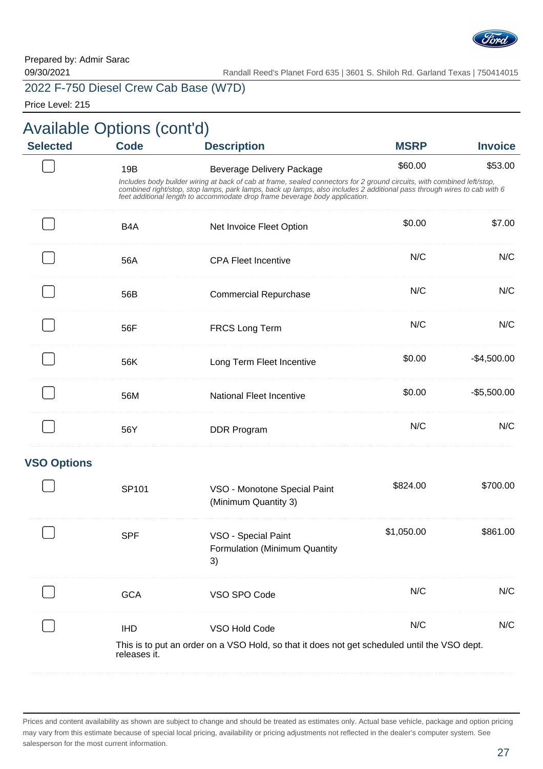Prepared by: Admir Sarac

09/30/2021

Randall Reed's Planet Ford 635 | 3601 S. Shiloh Rd. Garland Texas | 750414015

2022 F-750 Diesel Crew Cab Base (W7D)

Price Level: 215

# Available Options (cont'd)

| Selected | Code | Description | MSRP | Invoice |
|---|---|---|---|---|
| ☐ | 19B | Beverage Delivery Package<br>*Includes body builder wiring at back of cab at frame, sealed connectors for 2 ground circuits, with combined left/stop, combined right/stop, stop lamps, park lamps, back up lamps, also includes 2 additional pass through wires to cab with 6 feet additional length to accommodate drop frame beverage body application.* | $60.00 | $53.00 |
| ☐ | B4A | Net Invoice Fleet Option | $0.00 | $7.00 |
| ☐ | 56A | CPA Fleet Incentive | N/C | N/C |
| ☐ | 56B | Commercial Repurchase | N/C | N/C |
| ☐ | 56F | FRCS Long Term | N/C | N/C |
| ☐ | 56K | Long Term Fleet Incentive | $0.00 | -$4,500.00 |
| ☐ | 56M | National Fleet Incentive | $0.00 | -$5,500.00 |
| ☐ | 56Y | DDR Program | N/C | N/C |

## VSO Options

| Selected | Code | Description | MSRP | Invoice |
|---|---|---|---|---|
| ☐ | SP101 | VSO - Monotone Special Paint (Minimum Quantity 3) | $824.00 | $700.00 |
| ☐ | SPF | VSO - Special Paint Formulation (Minimum Quantity 3) | $1,050.00 | $861.00 |
| ☐ | GCA | VSO SPO Code | N/C | N/C |
| ☐ | IHD | VSO Hold Code<br>This is to put an order on a VSO Hold, so that it does not get scheduled until the VSO dept. releases it. | N/C | N/C |

Prices and content availability as shown are subject to change and should be treated as estimates only. Actual base vehicle, package and option pricing may vary from this estimate because of special local pricing, availability or pricing adjustments not reflected in the dealer's computer system. See salesperson for the most current information.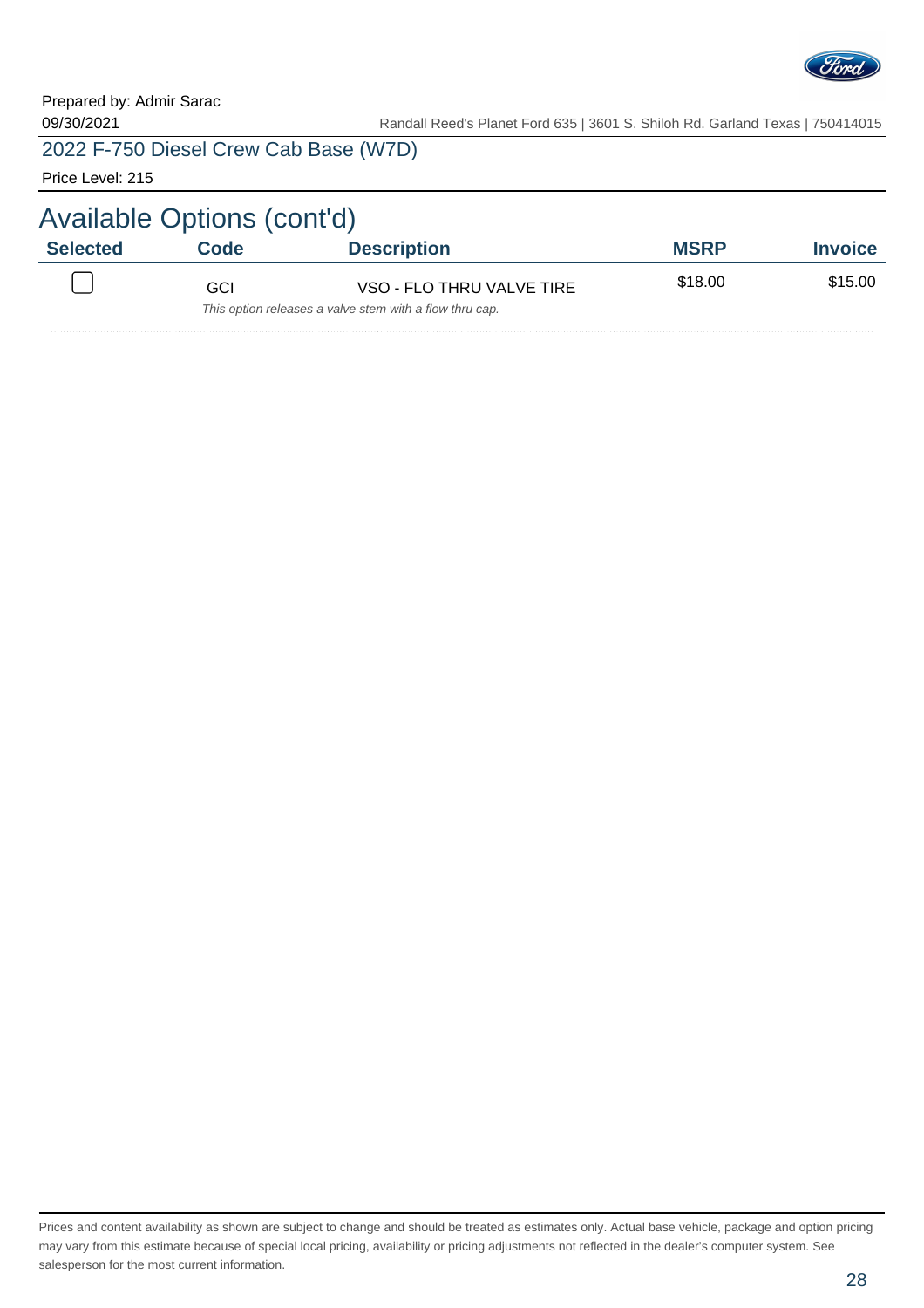Prepared by: Admir Sarac

09/30/2021

Randall Reed's Planet Ford 635 | 3601 S. Shiloh Rd. Garland Texas | 750414015

## 2022 F-750 Diesel Crew Cab Base (W7D)

Price Level: 215

# Available Options (cont'd)

| Selected | Code | Description | MSRP | Invoice |
| --- | --- | --- | --- | --- |
| ☐ | GCI | VSO - FLO THRU VALVE TIRE<br>*This option releases a valve stem with a flow thru cap.* | $18.00 | $15.00 |

Prices and content availability as shown are subject to change and should be treated as estimates only. Actual base vehicle, package and option pricing may vary from this estimate because of special local pricing, availability or pricing adjustments not reflected in the dealer's computer system. See salesperson for the most current information.